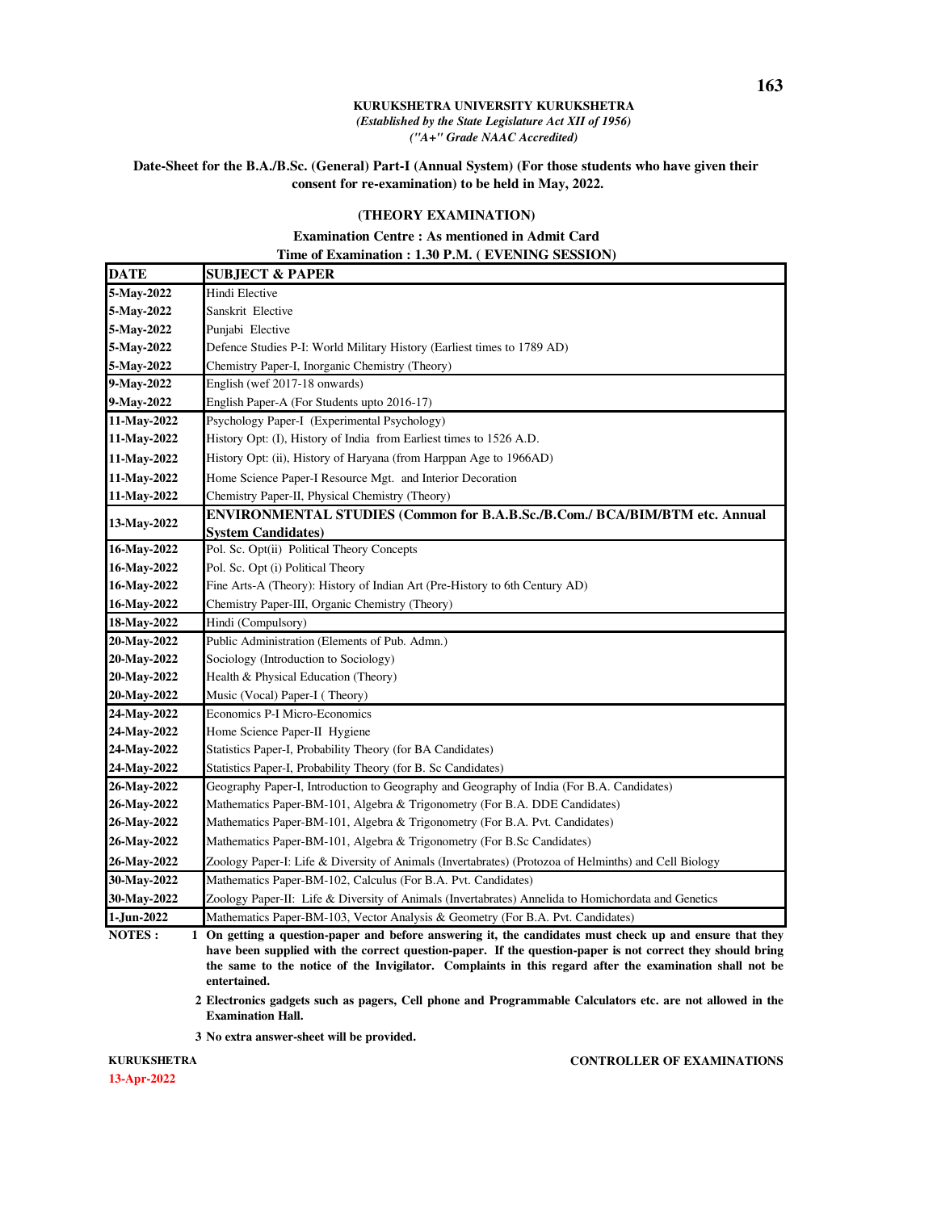**KURUKSHETRA UNIVERSITY KURUKSHETRA**

***(Established by the State Legislature Act XII of 1956)***

***("A+" Grade NAAC Accredited)***

**Date-Sheet for the B.A./B.Sc. (General) Part-I (Annual System) (For those students who have given their consent for re-examination) to be held in May, 2022.**

**(THEORY EXAMINATION)**

**Examination Centre : As mentioned in Admit Card**

**Time of Examination : 1.30 P.M. ( EVENING SESSION)**

| DATE | SUBJECT & PAPER |
|---|---|
| 5-May-2022 | Hindi Elective |
| 5-May-2022 | Sanskrit Elective |
| 5-May-2022 | Punjabi Elective |
| 5-May-2022 | Defence Studies P-I: World Military History (Earliest times to 1789 AD) |
| 5-May-2022 | Chemistry Paper-I, Inorganic Chemistry (Theory) |
| 9-May-2022 | English (wef 2017-18 onwards) |
| 9-May-2022 | English Paper-A (For Students upto 2016-17) |
| 11-May-2022 | Psychology Paper-I (Experimental Psychology) |
| 11-May-2022 | History Opt: (I), History of India from Earliest times to 1526 A.D. |
| 11-May-2022 | History Opt: (ii), History of Haryana (from Harppan Age to 1966AD) |
| 11-May-2022 | Home Science Paper-I Resource Mgt. and Interior Decoration |
| 11-May-2022 | Chemistry Paper-II, Physical Chemistry (Theory) |
| 13-May-2022 | **ENVIRONMENTAL STUDIES (Common for B.A.B.Sc./B.Com./ BCA/BIM/BTM etc. Annual System Candidates)** |
| 16-May-2022 | Pol. Sc. Opt(ii) Political Theory Concepts |
| 16-May-2022 | Pol. Sc. Opt (i) Political Theory |
| 16-May-2022 | Fine Arts-A (Theory): History of Indian Art (Pre-History to 6th Century AD) |
| 16-May-2022 | Chemistry Paper-III, Organic Chemistry (Theory) |
| 18-May-2022 | Hindi (Compulsory) |
| 20-May-2022 | Public Administration (Elements of Pub. Admn.) |
| 20-May-2022 | Sociology (Introduction to Sociology) |
| 20-May-2022 | Health & Physical Education (Theory) |
| 20-May-2022 | Music (Vocal) Paper-I ( Theory) |
| 24-May-2022 | Economics P-I Micro-Economics |
| 24-May-2022 | Home Science Paper-II Hygiene |
| 24-May-2022 | Statistics Paper-I, Probability Theory (for BA Candidates) |
| 24-May-2022 | Statistics Paper-I, Probability Theory (for B. Sc Candidates) |
| 26-May-2022 | Geography Paper-I, Introduction to Geography and Geography of India (For B.A. Candidates) |
| 26-May-2022 | Mathematics Paper-BM-101, Algebra & Trigonometry (For B.A. DDE Candidates) |
| 26-May-2022 | Mathematics Paper-BM-101, Algebra & Trigonometry (For B.A. Pvt. Candidates) |
| 26-May-2022 | Mathematics Paper-BM-101, Algebra & Trigonometry (For B.Sc Candidates) |
| 26-May-2022 | Zoology Paper-I: Life & Diversity of Animals (Invertabrates) (Protozoa of Helminths) and Cell Biology |
| 30-May-2022 | Mathematics Paper-BM-102, Calculus (For B.A. Pvt. Candidates) |
| 30-May-2022 | Zoology Paper-II: Life & Diversity of Animals (Invertabrates) Annelida to Homichordata and Genetics |
| 1-Jun-2022 | Mathematics Paper-BM-103, Vector Analysis & Geometry (For B.A. Pvt. Candidates) |

**NOTES :**

1. **On getting a question-paper and before answering it, the candidates must check up and ensure that they have been supplied with the correct question-paper. If the question-paper is not correct they should bring the same to the notice of the Invigilator. Complaints in this regard after the examination shall not be entertained.**
2. **Electronics gadgets such as pagers, Cell phone and Programmable Calculators etc. are not allowed in the Examination Hall.**
3. **No extra answer-sheet will be provided.**

**KURUKSHETRA**

**13-Apr-2022**

**CONTROLLER OF EXAMINATIONS**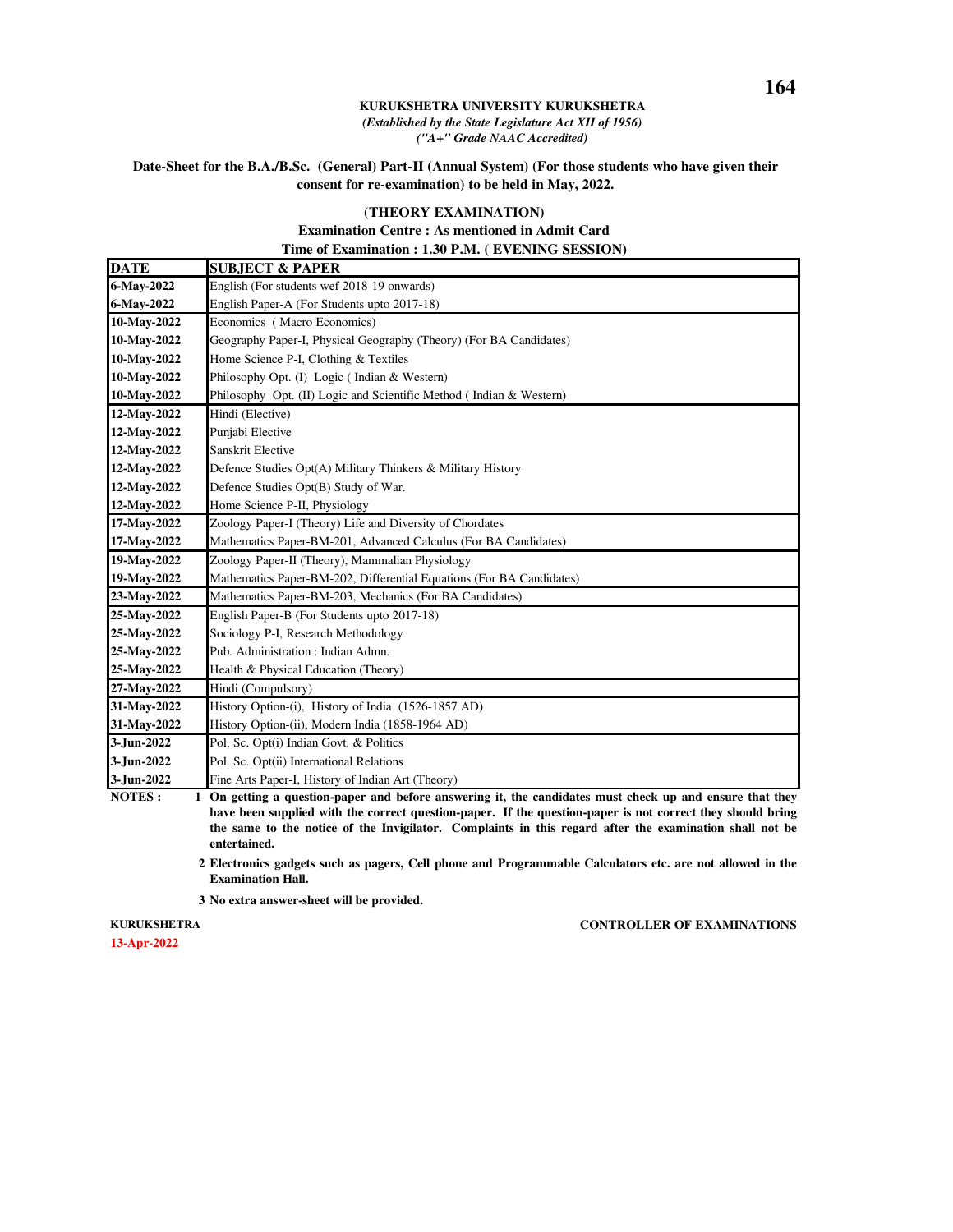**KURUKSHETRA UNIVERSITY KURUKSHETRA**

***(Established by the State Legislature Act XII of 1956)***

***("A+" Grade NAAC Accredited)***

**Date-Sheet for the B.A./B.Sc. (General) Part-II (Annual System) (For those students who have given their consent for re-examination) to be held in May, 2022.**

**(THEORY EXAMINATION)**

**Examination Centre : As mentioned in Admit Card**

**Time of Examination : 1.30 P.M. ( EVENING SESSION)**

| DATE | SUBJECT & PAPER |
|---|---|
| 6-May-2022 | English (For students wef 2018-19 onwards) |
| 6-May-2022 | English Paper-A (For Students upto 2017-18) |
| 10-May-2022 | Economics ( Macro Economics) |
| 10-May-2022 | Geography Paper-I, Physical Geography (Theory) (For BA Candidates) |
| 10-May-2022 | Home Science P-I, Clothing & Textiles |
| 10-May-2022 | Philosophy Opt. (I) Logic ( Indian & Western) |
| 10-May-2022 | Philosophy Opt. (II) Logic and Scientific Method ( Indian & Western) |
| 12-May-2022 | Hindi (Elective) |
| 12-May-2022 | Punjabi Elective |
| 12-May-2022 | Sanskrit Elective |
| 12-May-2022 | Defence Studies Opt(A) Military Thinkers & Military History |
| 12-May-2022 | Defence Studies Opt(B) Study of War. |
| 12-May-2022 | Home Science P-II, Physiology |
| 17-May-2022 | Zoology Paper-I (Theory) Life and Diversity of Chordates |
| 17-May-2022 | Mathematics Paper-BM-201, Advanced Calculus (For BA Candidates) |
| 19-May-2022 | Zoology Paper-II (Theory), Mammalian Physiology |
| 19-May-2022 | Mathematics Paper-BM-202, Differential Equations (For BA Candidates) |
| 23-May-2022 | Mathematics Paper-BM-203, Mechanics (For BA Candidates) |
| 25-May-2022 | English Paper-B (For Students upto 2017-18) |
| 25-May-2022 | Sociology P-I, Research Methodology |
| 25-May-2022 | Pub. Administration : Indian Admn. |
| 25-May-2022 | Health & Physical Education (Theory) |
| 27-May-2022 | Hindi (Compulsory) |
| 31-May-2022 | History Option-(i), History of India (1526-1857 AD) |
| 31-May-2022 | History Option-(ii), Modern India (1858-1964 AD) |
| 3-Jun-2022 | Pol. Sc. Opt(i) Indian Govt. & Politics |
| 3-Jun-2022 | Pol. Sc. Opt(ii) International Relations |
| 3-Jun-2022 | Fine Arts Paper-I, History of Indian Art (Theory) |

**NOTES :**

1. **On getting a question-paper and before answering it, the candidates must check up and ensure that they have been supplied with the correct question-paper. If the question-paper is not correct they should bring the same to the notice of the Invigilator. Complaints in this regard after the examination shall not be entertained.**
2. **Electronics gadgets such as pagers, Cell phone and Programmable Calculators etc. are not allowed in the Examination Hall.**
3. **No extra answer-sheet will be provided.**

**KURUKSHETRA**

**13-Apr-2022**

**CONTROLLER OF EXAMINATIONS**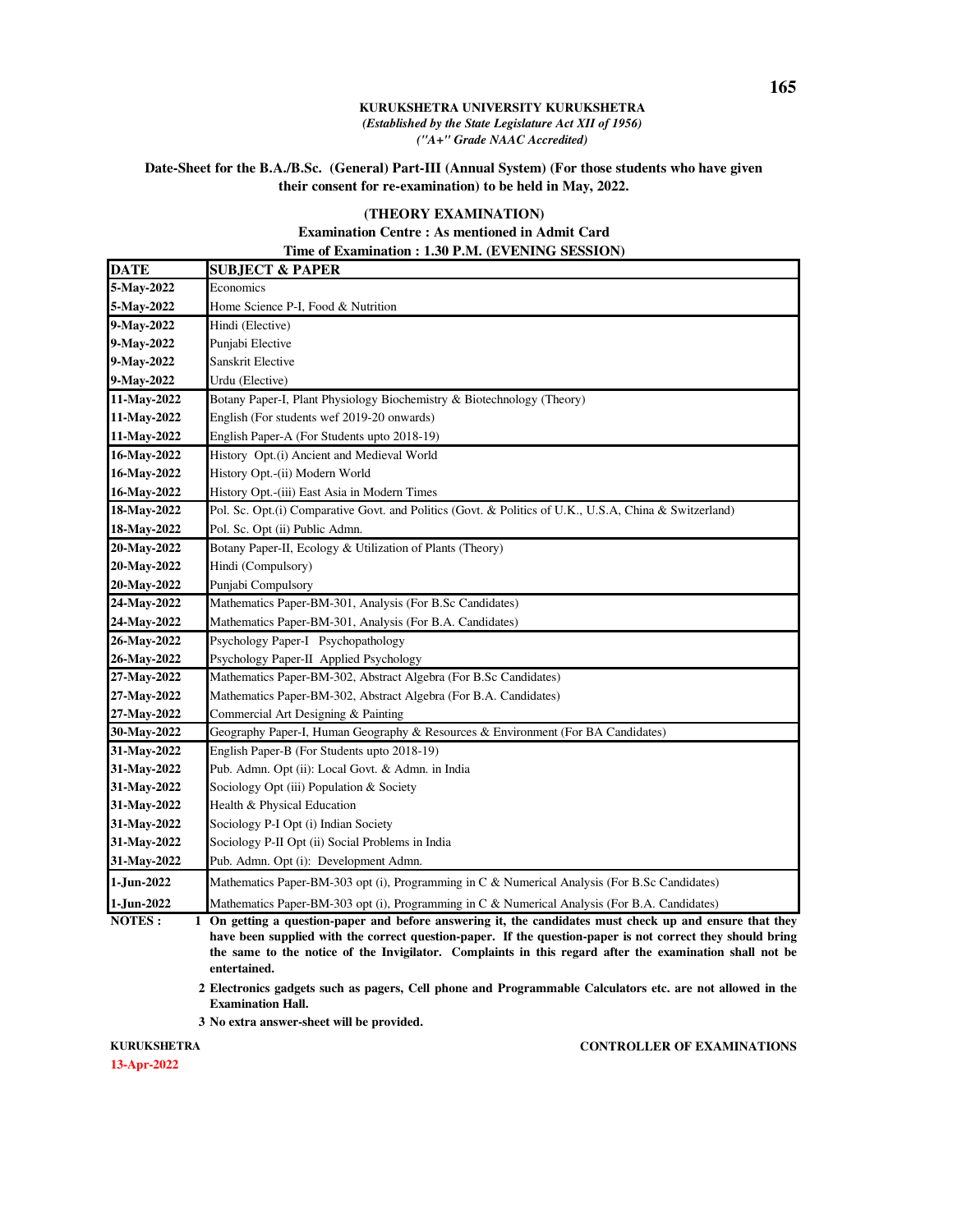**KURUKSHETRA UNIVERSITY KURUKSHETRA**

***(Established by the State Legislature Act XII of 1956)***

***("A+" Grade NAAC Accredited)***

**Date-Sheet for the B.A./B.Sc. (General) Part-III (Annual System) (For those students who have given their consent for re-examination) to be held in May, 2022.**

**(THEORY EXAMINATION)**

**Examination Centre : As mentioned in Admit Card**

**Time of Examination : 1.30 P.M. (EVENING SESSION)**

| DATE | SUBJECT & PAPER |
|---|---|
| 5-May-2022 | Economics |
| 5-May-2022 | Home Science P-I, Food & Nutrition |
| 9-May-2022 | Hindi (Elective) |
| 9-May-2022 | Punjabi Elective |
| 9-May-2022 | Sanskrit Elective |
| 9-May-2022 | Urdu (Elective) |
| 11-May-2022 | Botany Paper-I, Plant Physiology Biochemistry & Biotechnology (Theory) |
| 11-May-2022 | English (For students wef 2019-20 onwards) |
| 11-May-2022 | English Paper-A (For Students upto 2018-19) |
| 16-May-2022 | History Opt.(i) Ancient and Medieval World |
| 16-May-2022 | History Opt.-(ii) Modern World |
| 16-May-2022 | History Opt.-(iii) East Asia in Modern Times |
| 18-May-2022 | Pol. Sc. Opt.(i) Comparative Govt. and Politics (Govt. & Politics of U.K., U.S.A, China & Switzerland) |
| 18-May-2022 | Pol. Sc. Opt (ii) Public Admn. |
| 20-May-2022 | Botany Paper-II, Ecology & Utilization of Plants (Theory) |
| 20-May-2022 | Hindi (Compulsory) |
| 20-May-2022 | Punjabi Compulsory |
| 24-May-2022 | Mathematics Paper-BM-301, Analysis (For B.Sc Candidates) |
| 24-May-2022 | Mathematics Paper-BM-301, Analysis (For B.A. Candidates) |
| 26-May-2022 | Psychology Paper-I Psychopathology |
| 26-May-2022 | Psychology Paper-II Applied Psychology |
| 27-May-2022 | Mathematics Paper-BM-302, Abstract Algebra (For B.Sc Candidates) |
| 27-May-2022 | Mathematics Paper-BM-302, Abstract Algebra (For B.A. Candidates) |
| 27-May-2022 | Commercial Art Designing & Painting |
| 30-May-2022 | Geography Paper-I, Human Geography & Resources & Environment (For BA Candidates) |
| 31-May-2022 | English Paper-B (For Students upto 2018-19) |
| 31-May-2022 | Pub. Admn. Opt (ii): Local Govt. & Admn. in India |
| 31-May-2022 | Sociology Opt (iii) Population & Society |
| 31-May-2022 | Health & Physical Education |
| 31-May-2022 | Sociology P-I Opt (i) Indian Society |
| 31-May-2022 | Sociology P-II Opt (ii) Social Problems in India |
| 31-May-2022 | Pub. Admn. Opt (i): Development Admn. |
| 1-Jun-2022 | Mathematics Paper-BM-303 opt (i), Programming in C & Numerical Analysis (For B.Sc Candidates) |
| 1-Jun-2022 | Mathematics Paper-BM-303 opt (i), Programming in C & Numerical Analysis (For B.A. Candidates) |

**NOTES :**

1. **On getting a question-paper and before answering it, the candidates must check up and ensure that they have been supplied with the correct question-paper. If the question-paper is not correct they should bring the same to the notice of the Invigilator. Complaints in this regard after the examination shall not be entertained.**
2. **Electronics gadgets such as pagers, Cell phone and Programmable Calculators etc. are not allowed in the Examination Hall.**
3. **No extra answer-sheet will be provided.**

**KURUKSHETRA** **CONTROLLER OF EXAMINATIONS**

**13-Apr-2022**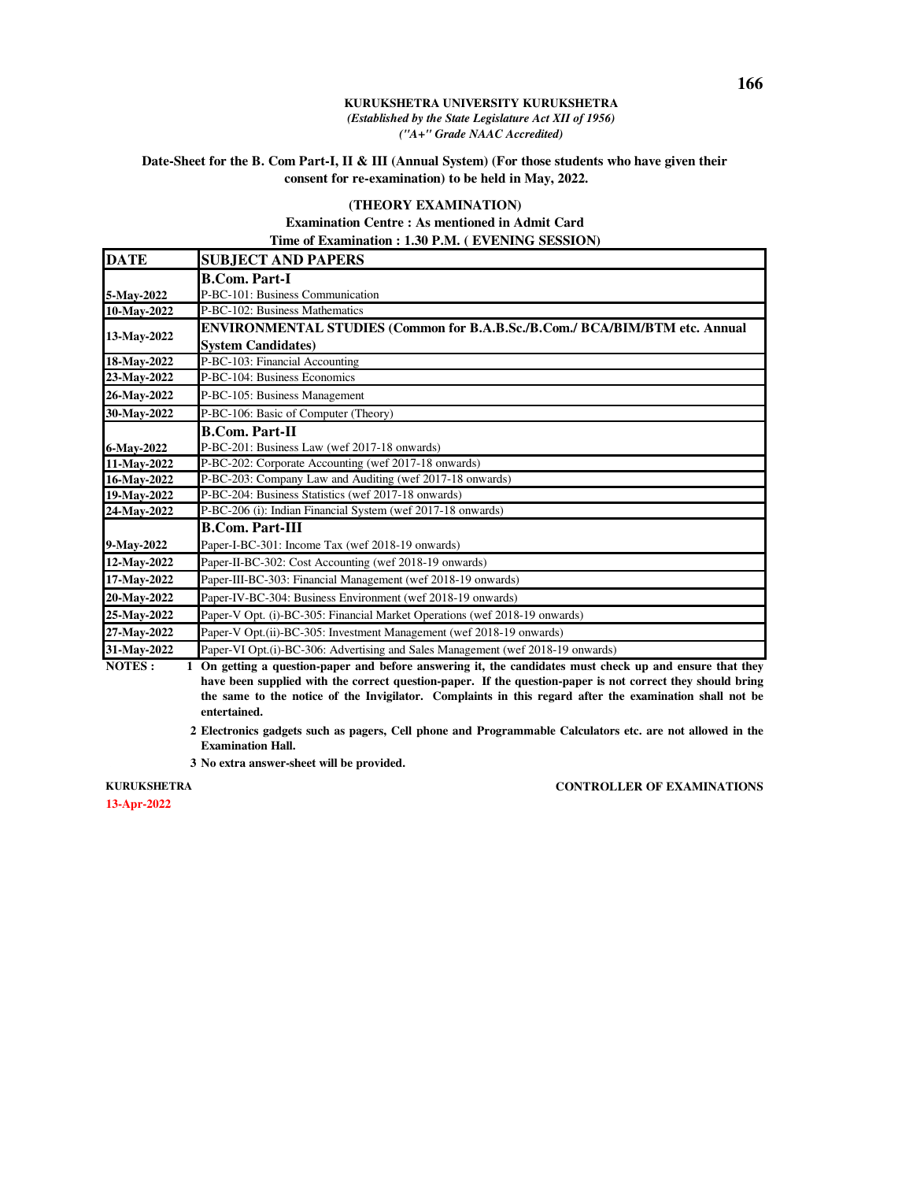**KURUKSHETRA UNIVERSITY KURUKSHETRA**

*(Established by the State Legislature Act XII of 1956)*

*("A+" Grade NAAC Accredited)*

**Date-Sheet for the B. Com Part-I, II & III (Annual System) (For those students who have given their consent for re-examination) to be held in May, 2022.**

**(THEORY EXAMINATION)**

**Examination Centre : As mentioned in Admit Card**

**Time of Examination : 1.30 P.M. ( EVENING SESSION)**

| DATE | SUBJECT AND PAPERS |
|---|---|
| | **B.Com. Part-I** |
| 5-May-2022 | P-BC-101: Business Communication |
| 10-May-2022 | P-BC-102: Business Mathematics |
| 13-May-2022 | **ENVIRONMENTAL STUDIES (Common for B.A.B.Sc./B.Com./ BCA/BIM/BTM etc. Annual System Candidates)** |
| 18-May-2022 | P-BC-103: Financial Accounting |
| 23-May-2022 | P-BC-104: Business Economics |
| 26-May-2022 | P-BC-105: Business Management |
| 30-May-2022 | P-BC-106: Basic of Computer (Theory) |
| | **B.Com. Part-II** |
| 6-May-2022 | P-BC-201: Business Law (wef 2017-18 onwards) |
| 11-May-2022 | P-BC-202: Corporate Accounting (wef 2017-18 onwards) |
| 16-May-2022 | P-BC-203: Company Law and Auditing (wef 2017-18 onwards) |
| 19-May-2022 | P-BC-204: Business Statistics (wef 2017-18 onwards) |
| 24-May-2022 | P-BC-206 (i): Indian Financial System (wef 2017-18 onwards) |
| | **B.Com. Part-III** |
| 9-May-2022 | Paper-I-BC-301: Income Tax (wef 2018-19 onwards) |
| 12-May-2022 | Paper-II-BC-302: Cost Accounting (wef 2018-19 onwards) |
| 17-May-2022 | Paper-III-BC-303: Financial Management (wef 2018-19 onwards) |
| 20-May-2022 | Paper-IV-BC-304: Business Environment (wef 2018-19 onwards) |
| 25-May-2022 | Paper-V Opt. (i)-BC-305: Financial Market Operations (wef 2018-19 onwards) |
| 27-May-2022 | Paper-V Opt.(ii)-BC-305: Investment Management (wef 2018-19 onwards) |
| 31-May-2022 | Paper-VI Opt.(i)-BC-306: Advertising and Sales Management (wef 2018-19 onwards) |

**NOTES :**

1. **On getting a question-paper and before answering it, the candidates must check up and ensure that they have been supplied with the correct question-paper. If the question-paper is not correct they should bring the same to the notice of the Invigilator. Complaints in this regard after the examination shall not be entertained.**
2. **Electronics gadgets such as pagers, Cell phone and Programmable Calculators etc. are not allowed in the Examination Hall.**
3. **No extra answer-sheet will be provided.**

**KURUKSHETRA** **CONTROLLER OF EXAMINATIONS**

**13-Apr-2022**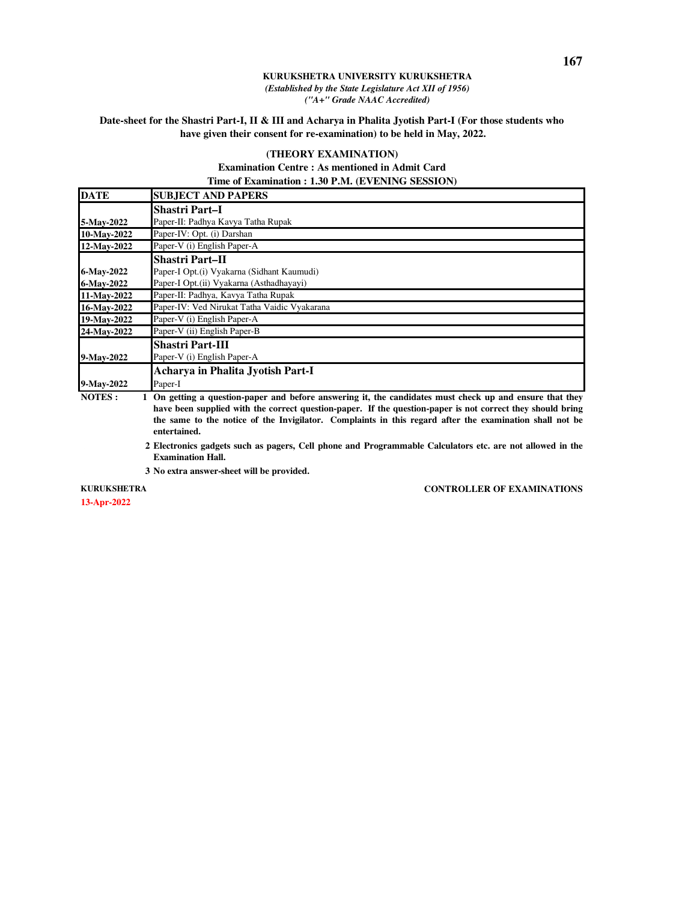**KURUKSHETRA UNIVERSITY KURUKSHETRA**

***(Established by the State Legislature Act XII of 1956)***

***("A+" Grade NAAC Accredited)***

**Date-sheet for the Shastri Part-I, II & III and Acharya in Phalita Jyotish Part-I (For those students who have given their consent for re-examination) to be held in May, 2022.**

**(THEORY EXAMINATION)**

**Examination Centre : As mentioned in Admit Card**

**Time of Examination : 1.30 P.M. (EVENING SESSION)**

| DATE | SUBJECT AND PAPERS |
|---|---|
| | **Shastri Part–I** |
| 5-May-2022 | Paper-II: Padhya Kavya Tatha Rupak |
| 10-May-2022 | Paper-IV: Opt. (i) Darshan |
| 12-May-2022 | Paper-V (i) English Paper-A |
| | **Shastri Part–II** |
| 6-May-2022 | Paper-I Opt.(i) Vyakarna (Sidhant Kaumudi) |
| 6-May-2022 | Paper-I Opt.(ii) Vyakarna (Asthadhayayi) |
| 11-May-2022 | Paper-II: Padhya, Kavya Tatha Rupak |
| 16-May-2022 | Paper-IV: Ved Nirukat Tatha Vaidic Vyakarana |
| 19-May-2022 | Paper-V (i) English Paper-A |
| 24-May-2022 | Paper-V (ii) English Paper-B |
| | **Shastri Part-III** |
| 9-May-2022 | Paper-V (i) English Paper-A |
| | **Acharya in Phalita Jyotish Part-I** |
| 9-May-2022 | Paper-I |

**NOTES :**

1. **On getting a question-paper and before answering it, the candidates must check up and ensure that they have been supplied with the correct question-paper. If the question-paper is not correct they should bring the same to the notice of the Invigilator. Complaints in this regard after the examination shall not be entertained.**
2. **Electronics gadgets such as pagers, Cell phone and Programmable Calculators etc. are not allowed in the Examination Hall.**
3. **No extra answer-sheet will be provided.**

**KURUKSHETRA** | **CONTROLLER OF EXAMINATIONS**

**13-Apr-2022**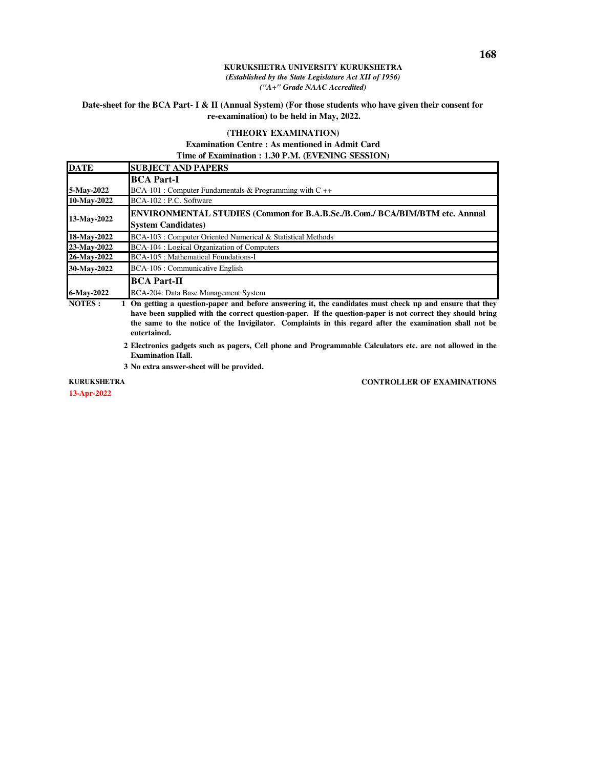**KURUKSHETRA UNIVERSITY KURUKSHETRA**
***(Established by the State Legislature Act XII of 1956)***
***("A+" Grade NAAC Accredited)***

**Date-sheet for the BCA Part- I & II (Annual System) (For those students who have given their consent for re-examination) to be held in May, 2022.**

**(THEORY EXAMINATION)**
**Examination Centre : As mentioned in Admit Card**
**Time of Examination : 1.30 P.M. (EVENING SESSION)**

| DATE | SUBJECT AND PAPERS |
|---|---|
| | **BCA Part-I** |
| **5-May-2022** | BCA-101 : Computer Fundamentals & Programming with C ++ |
| **10-May-2022** | BCA-102 : P.C. Software |
| **13-May-2022** | **ENVIRONMENTAL STUDIES (Common for B.A.B.Sc./B.Com./ BCA/BIM/BTM etc. Annual System Candidates)** |
| **18-May-2022** | BCA-103 : Computer Oriented Numerical & Statistical Methods |
| **23-May-2022** | BCA-104 : Logical Organization of Computers |
| **26-May-2022** | BCA-105 : Mathematical Foundations-I |
| **30-May-2022** | BCA-106 : Communicative English |
| | **BCA Part-II** |
| **6-May-2022** | BCA-204: Data Base Management System |

**NOTES :**

1. **On getting a question-paper and before answering it, the candidates must check up and ensure that they have been supplied with the correct question-paper. If the question-paper is not correct they should bring the same to the notice of the Invigilator. Complaints in this regard after the examination shall not be entertained.**
2. **Electronics gadgets such as pagers, Cell phone and Programmable Calculators etc. are not allowed in the Examination Hall.**
3. **No extra answer-sheet will be provided.**

**KURUKSHETRA** **CONTROLLER OF EXAMINATIONS**
**13-Apr-2022**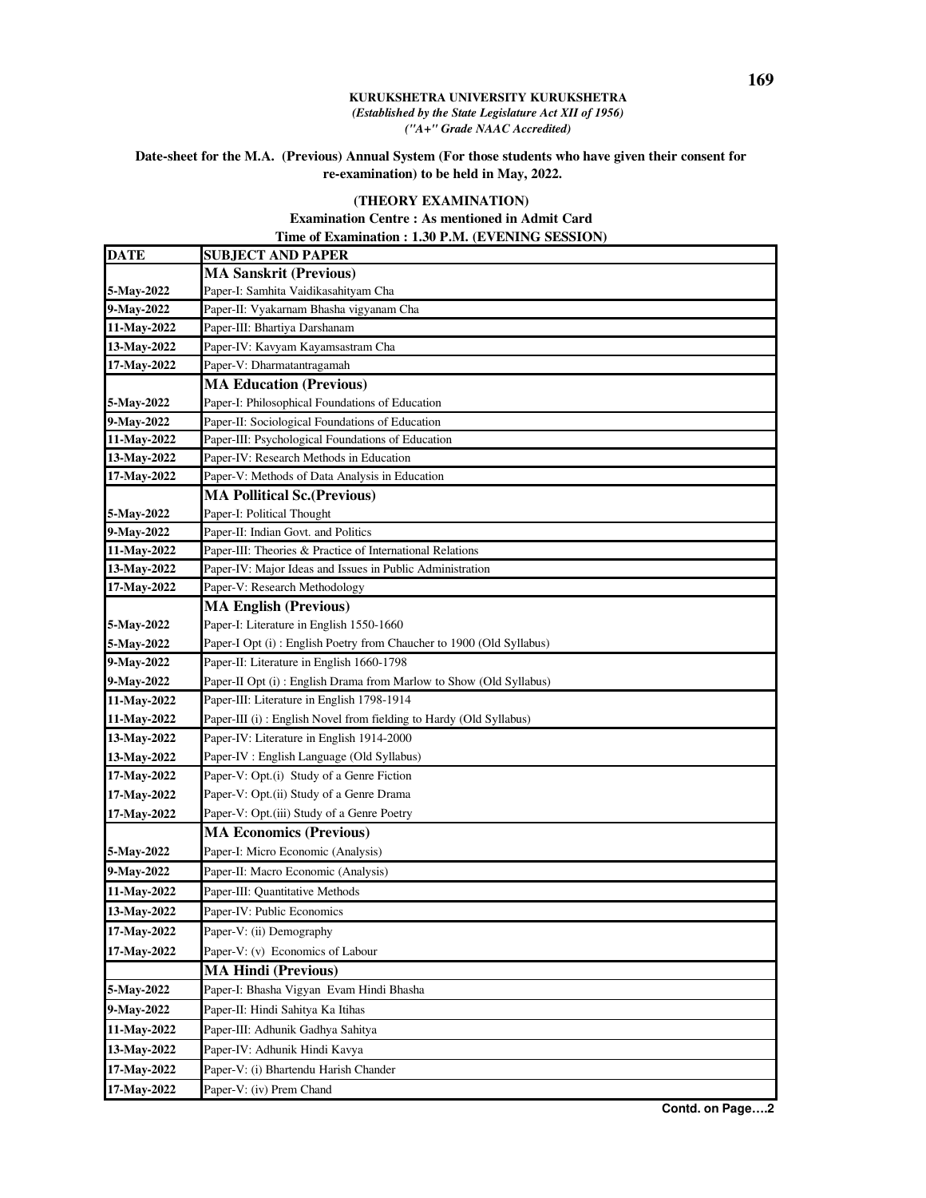**KURUKSHETRA UNIVERSITY KURUKSHETRA**
*(Established by the State Legislature Act XII of 1956)*
*("A+" Grade NAAC Accredited)*

**Date-sheet for the M.A. (Previous) Annual System (For those students who have given their consent for re-examination) to be held in May, 2022.**

**(THEORY EXAMINATION)**
**Examination Centre : As mentioned in Admit Card**
**Time of Examination : 1.30 P.M. (EVENING SESSION)**

| DATE | SUBJECT AND PAPER |
|---|---|
| | **MA Sanskrit (Previous)** |
| 5-May-2022 | Paper-I: Samhita Vaidikasahityam Cha |
| 9-May-2022 | Paper-II: Vyakarnam Bhasha vigyanam Cha |
| 11-May-2022 | Paper-III: Bhartiya Darshanam |
| 13-May-2022 | Paper-IV: Kavyam Kayamsastram Cha |
| 17-May-2022 | Paper-V: Dharmatantragamah |
| | **MA Education (Previous)** |
| 5-May-2022 | Paper-I: Philosophical Foundations of Education |
| 9-May-2022 | Paper-II: Sociological Foundations of Education |
| 11-May-2022 | Paper-III: Psychological Foundations of Education |
| 13-May-2022 | Paper-IV: Research Methods in Education |
| 17-May-2022 | Paper-V: Methods of Data Analysis in Education |
| | **MA Pollitical Sc.(Previous)** |
| 5-May-2022 | Paper-I: Political Thought |
| 9-May-2022 | Paper-II: Indian Govt. and Politics |
| 11-May-2022 | Paper-III: Theories & Practice of International Relations |
| 13-May-2022 | Paper-IV: Major Ideas and Issues in Public Administration |
| 17-May-2022 | Paper-V: Research Methodology |
| | **MA English (Previous)** |
| 5-May-2022 | Paper-I: Literature in English 1550-1660 |
| 5-May-2022 | Paper-I Opt (i) : English Poetry from Chaucher to 1900 (Old Syllabus) |
| 9-May-2022 | Paper-II: Literature in English 1660-1798 |
| 9-May-2022 | Paper-II Opt (i) : English Drama from Marlow to Show (Old Syllabus) |
| 11-May-2022 | Paper-III: Literature in English 1798-1914 |
| 11-May-2022 | Paper-III (i) : English Novel from fielding to Hardy (Old Syllabus) |
| 13-May-2022 | Paper-IV: Literature in English 1914-2000 |
| 13-May-2022 | Paper-IV : English Language (Old Syllabus) |
| 17-May-2022 | Paper-V: Opt.(i) Study of a Genre Fiction |
| 17-May-2022 | Paper-V: Opt.(ii) Study of a Genre Drama |
| 17-May-2022 | Paper-V: Opt.(iii) Study of a Genre Poetry |
| | **MA Economics (Previous)** |
| 5-May-2022 | Paper-I: Micro Economic (Analysis) |
| 9-May-2022 | Paper-II: Macro Economic (Analysis) |
| 11-May-2022 | Paper-III: Quantitative Methods |
| 13-May-2022 | Paper-IV: Public Economics |
| 17-May-2022 | Paper-V: (ii) Demography |
| 17-May-2022 | Paper-V: (v) Economics of Labour |
| | **MA Hindi (Previous)** |
| 5-May-2022 | Paper-I: Bhasha Vigyan Evam Hindi Bhasha |
| 9-May-2022 | Paper-II: Hindi Sahitya Ka Itihas |
| 11-May-2022 | Paper-III: Adhunik Gadhya Sahitya |
| 13-May-2022 | Paper-IV: Adhunik Hindi Kavya |
| 17-May-2022 | Paper-V: (i) Bhartendu Harish Chander |
| 17-May-2022 | Paper-V: (iv) Prem Chand |

**Contd. on Page….2**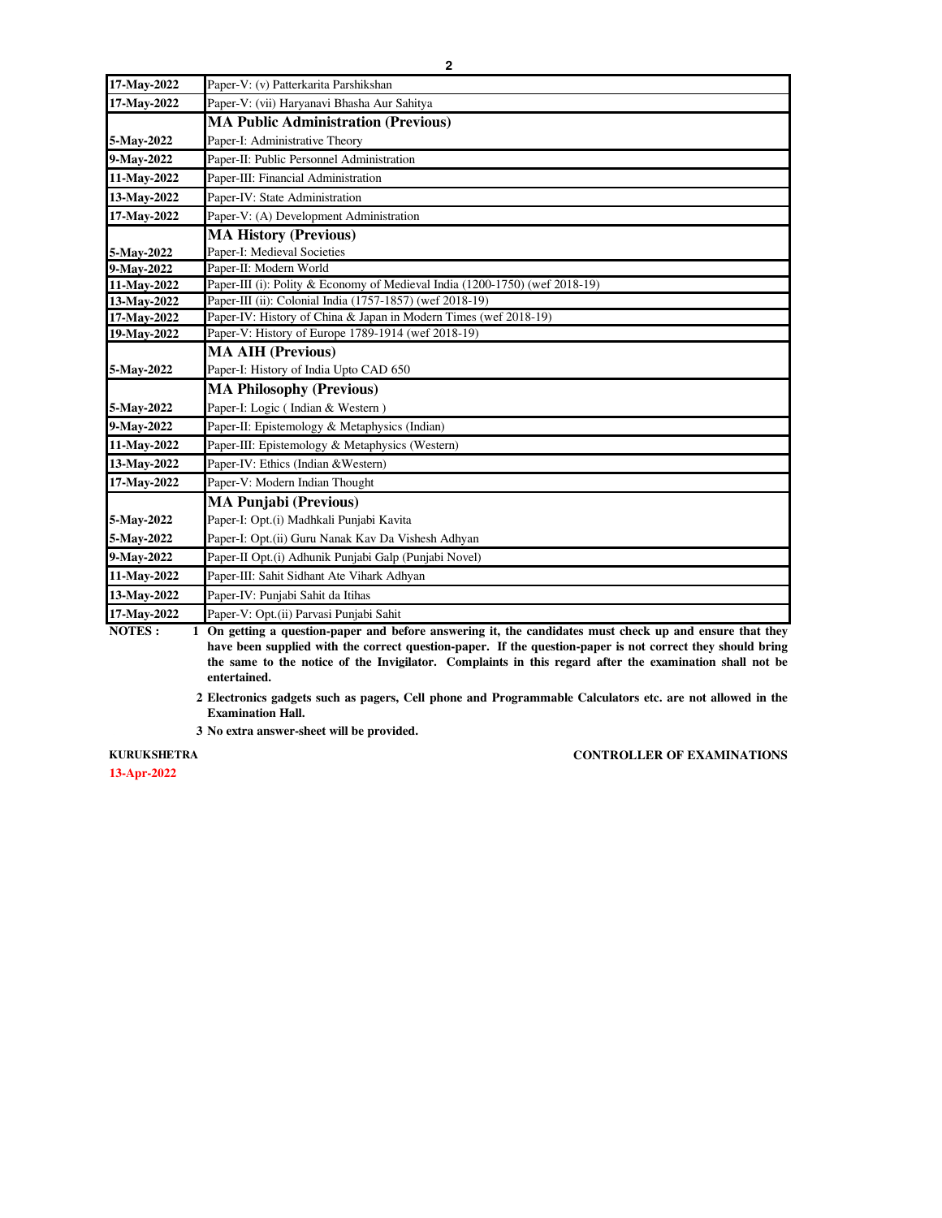| | |
|---|---|
| **17-May-2022** | Paper-V: (v) Patterkarita Parshikshan |
| **17-May-2022** | Paper-V: (vii) Haryanavi Bhasha Aur Sahitya |
| | **MA Public Administration (Previous)** |
| **5-May-2022** | Paper-I: Administrative Theory |
| **9-May-2022** | Paper-II: Public Personnel Administration |
| **11-May-2022** | Paper-III: Financial Administration |
| **13-May-2022** | Paper-IV: State Administration |
| **17-May-2022** | Paper-V: (A) Development Administration |
| | **MA History (Previous)** |
| **5-May-2022** | Paper-I: Medieval Societies |
| **9-May-2022** | Paper-II: Modern World |
| **11-May-2022** | Paper-III (i): Polity & Economy of Medieval India (1200-1750) (wef 2018-19) |
| **13-May-2022** | Paper-III (ii): Colonial India (1757-1857) (wef 2018-19) |
| **17-May-2022** | Paper-IV: History of China & Japan in Modern Times (wef 2018-19) |
| **19-May-2022** | Paper-V: History of Europe 1789-1914 (wef 2018-19) |
| | **MA AIH (Previous)** |
| **5-May-2022** | Paper-I: History of India Upto CAD 650 |
| | **MA Philosophy (Previous)** |
| **5-May-2022** | Paper-I: Logic ( Indian & Western ) |
| **9-May-2022** | Paper-II: Epistemology & Metaphysics (Indian) |
| **11-May-2022** | Paper-III: Epistemology & Metaphysics (Western) |
| **13-May-2022** | Paper-IV: Ethics (Indian &Western) |
| **17-May-2022** | Paper-V: Modern Indian Thought |
| | **MA Punjabi (Previous)** |
| **5-May-2022** | Paper-I: Opt.(i) Madhkali Punjabi Kavita |
| **5-May-2022** | Paper-I: Opt.(ii) Guru Nanak Kav Da Vishesh Adhyan |
| **9-May-2022** | Paper-II Opt.(i) Adhunik Punjabi Galp (Punjabi Novel) |
| **11-May-2022** | Paper-III: Sahit Sidhant Ate Vihark Adhyan |
| **13-May-2022** | Paper-IV: Punjabi Sahit da Itihas |
| **17-May-2022** | Paper-V: Opt.(ii) Parvasi Punjabi Sahit |

**NOTES :**

1. **On getting a question-paper and before answering it, the candidates must check up and ensure that they have been supplied with the correct question-paper. If the question-paper is not correct they should bring the same to the notice of the Invigilator. Complaints in this regard after the examination shall not be entertained.**
2. **Electronics gadgets such as pagers, Cell phone and Programmable Calculators etc. are not allowed in the Examination Hall.**
3. **No extra answer-sheet will be provided.**

**KURUKSHETRA** **CONTROLLER OF EXAMINATIONS**

**13-Apr-2022**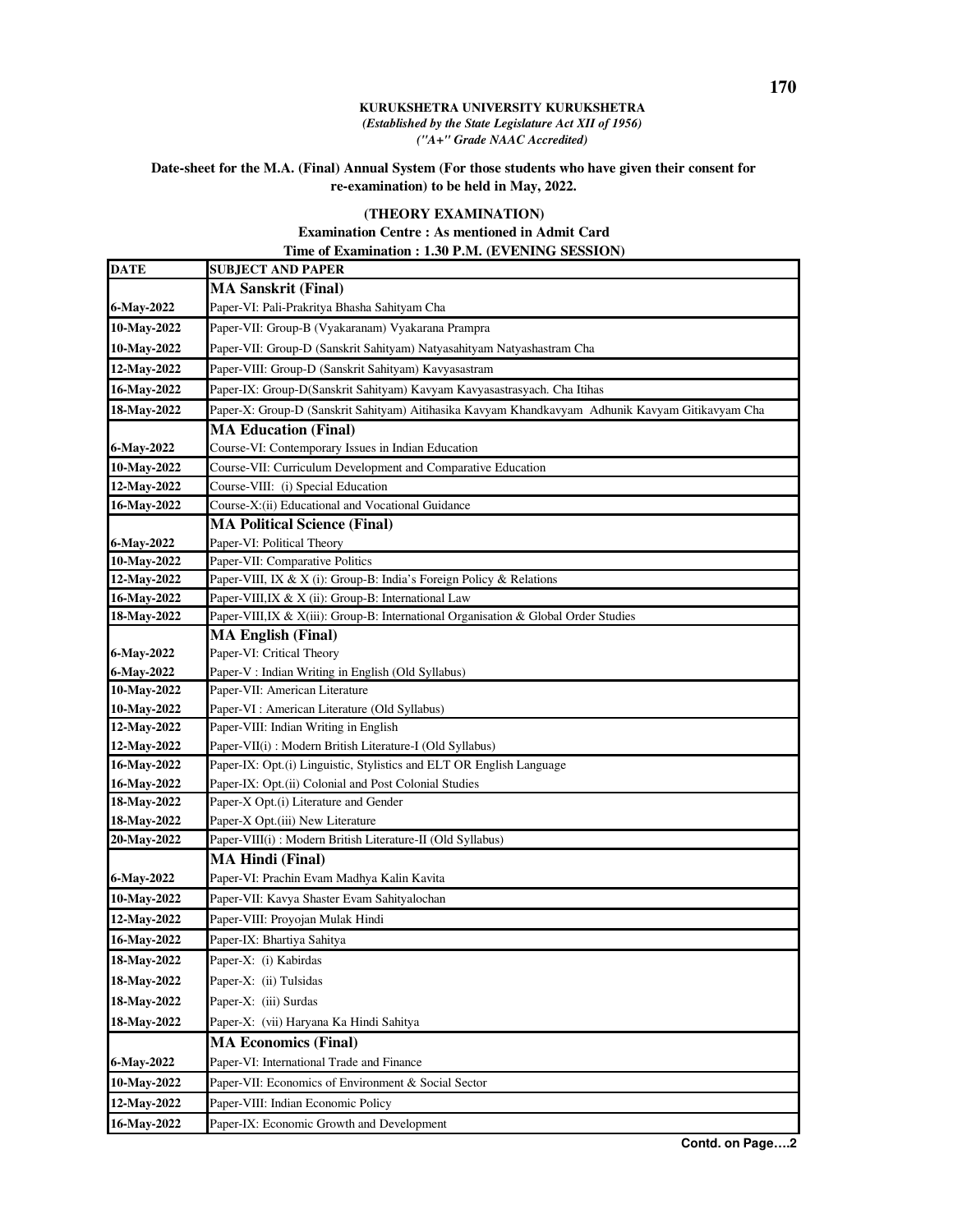**KURUKSHETRA UNIVERSITY KURUKSHETRA**

*(Established by the State Legislature Act XII of 1956)*

*("A+" Grade NAAC Accredited)*

**Date-sheet for the M.A. (Final) Annual System (For those students who have given their consent for re-examination) to be held in May, 2022.**

**(THEORY EXAMINATION)**

**Examination Centre : As mentioned in Admit Card**

**Time of Examination : 1.30 P.M. (EVENING SESSION)**

| DATE | SUBJECT AND PAPER |
|---|---|
| | **MA Sanskrit (Final)** |
| 6-May-2022 | Paper-VI: Pali-Prakritya Bhasha Sahityam Cha |
| 10-May-2022 | Paper-VII: Group-B (Vyakaranam) Vyakarana Prampra |
| 10-May-2022 | Paper-VII: Group-D (Sanskrit Sahityam) Natyasahityam Natyashastram Cha |
| 12-May-2022 | Paper-VIII: Group-D (Sanskrit Sahityam) Kavyasastram |
| 16-May-2022 | Paper-IX: Group-D(Sanskrit Sahityam) Kavyam Kavyasastrasyach. Cha Itihas |
| 18-May-2022 | Paper-X: Group-D (Sanskrit Sahityam) Aitihasika Kavyam Khandkavyam Adhunik Kavyam Gitikavyam Cha |
| | **MA Education (Final)** |
| 6-May-2022 | Course-VI: Contemporary Issues in Indian Education |
| 10-May-2022 | Course-VII: Curriculum Development and Comparative Education |
| 12-May-2022 | Course-VIII: (i) Special Education |
| 16-May-2022 | Course-X:(ii) Educational and Vocational Guidance |
| | **MA Political Science (Final)** |
| 6-May-2022 | Paper-VI: Political Theory |
| 10-May-2022 | Paper-VII: Comparative Politics |
| 12-May-2022 | Paper-VIII, IX & X (i): Group-B: India's Foreign Policy & Relations |
| 16-May-2022 | Paper-VIII,IX & X (ii): Group-B: International Law |
| 18-May-2022 | Paper-VIII,IX & X(iii): Group-B: International Organisation & Global Order Studies |
| | **MA English (Final)** |
| 6-May-2022 | Paper-VI: Critical Theory |
| 6-May-2022 | Paper-V : Indian Writing in English (Old Syllabus) |
| 10-May-2022 | Paper-VII: American Literature |
| 10-May-2022 | Paper-VI : American Literature (Old Syllabus) |
| 12-May-2022 | Paper-VIII: Indian Writing in English |
| 12-May-2022 | Paper-VII(i) : Modern British Literature-I (Old Syllabus) |
| 16-May-2022 | Paper-IX: Opt.(i) Linguistic, Stylistics and ELT OR English Language |
| 16-May-2022 | Paper-IX: Opt.(ii) Colonial and Post Colonial Studies |
| 18-May-2022 | Paper-X Opt.(i) Literature and Gender |
| 18-May-2022 | Paper-X Opt.(iii) New Literature |
| 20-May-2022 | Paper-VIII(i) : Modern British Literature-II (Old Syllabus) |
| | **MA Hindi (Final)** |
| 6-May-2022 | Paper-VI: Prachin Evam Madhya Kalin Kavita |
| 10-May-2022 | Paper-VII: Kavya Shaster Evam Sahityalochan |
| 12-May-2022 | Paper-VIII: Proyojan Mulak Hindi |
| 16-May-2022 | Paper-IX: Bhartiya Sahitya |
| 18-May-2022 | Paper-X: (i) Kabirdas |
| 18-May-2022 | Paper-X: (ii) Tulsidas |
| 18-May-2022 | Paper-X: (iii) Surdas |
| 18-May-2022 | Paper-X: (vii) Haryana Ka Hindi Sahitya |
| | **MA Economics (Final)** |
| 6-May-2022 | Paper-VI: International Trade and Finance |
| 10-May-2022 | Paper-VII: Economics of Environment & Social Sector |
| 12-May-2022 | Paper-VIII: Indian Economic Policy |
| 16-May-2022 | Paper-IX: Economic Growth and Development |

**Contd. on Page….2**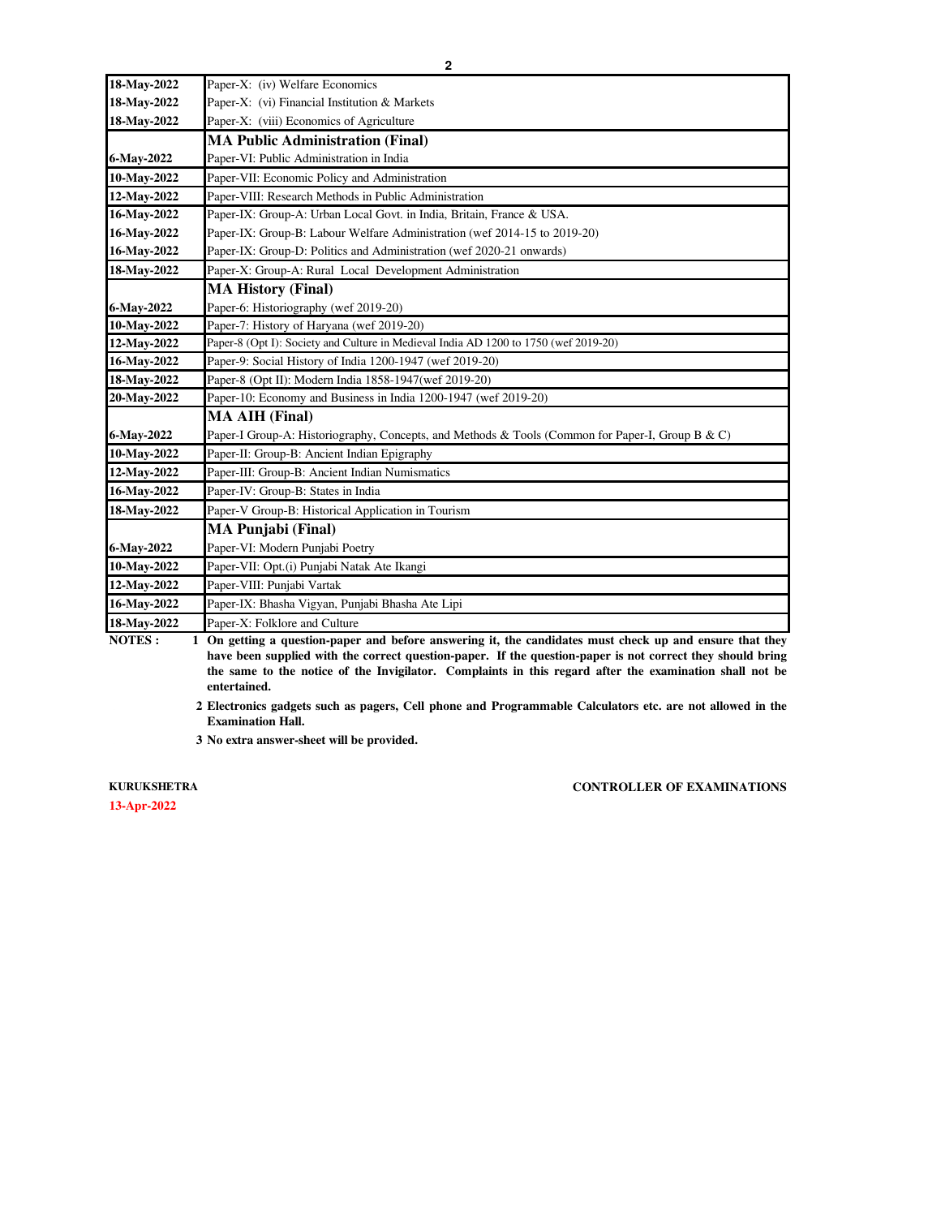| | |
|---|---|
| 18-May-2022 | Paper-X: (iv) Welfare Economics |
| 18-May-2022 | Paper-X: (vi) Financial Institution & Markets |
| 18-May-2022 | Paper-X: (viii) Economics of Agriculture |
| | **MA Public Administration (Final)** |
| 6-May-2022 | Paper-VI: Public Administration in India |
| 10-May-2022 | Paper-VII: Economic Policy and Administration |
| 12-May-2022 | Paper-VIII: Research Methods in Public Administration |
| 16-May-2022 | Paper-IX: Group-A: Urban Local Govt. in India, Britain, France & USA. |
| 16-May-2022 | Paper-IX: Group-B: Labour Welfare Administration (wef 2014-15 to 2019-20) |
| 16-May-2022 | Paper-IX: Group-D: Politics and Administration (wef 2020-21 onwards) |
| 18-May-2022 | Paper-X: Group-A: Rural Local Development Administration |
| | **MA History (Final)** |
| 6-May-2022 | Paper-6: Historiography (wef 2019-20) |
| 10-May-2022 | Paper-7: History of Haryana (wef 2019-20) |
| 12-May-2022 | Paper-8 (Opt I): Society and Culture in Medieval India AD 1200 to 1750 (wef 2019-20) |
| 16-May-2022 | Paper-9: Social History of India 1200-1947 (wef 2019-20) |
| 18-May-2022 | Paper-8 (Opt II): Modern India 1858-1947(wef 2019-20) |
| 20-May-2022 | Paper-10: Economy and Business in India 1200-1947 (wef 2019-20) |
| | **MA AIH (Final)** |
| 6-May-2022 | Paper-I Group-A: Historiography, Concepts, and Methods & Tools (Common for Paper-I, Group B & C) |
| 10-May-2022 | Paper-II: Group-B: Ancient Indian Epigraphy |
| 12-May-2022 | Paper-III: Group-B: Ancient Indian Numismatics |
| 16-May-2022 | Paper-IV: Group-B: States in India |
| 18-May-2022 | Paper-V Group-B: Historical Application in Tourism |
| | **MA Punjabi (Final)** |
| 6-May-2022 | Paper-VI: Modern Punjabi Poetry |
| 10-May-2022 | Paper-VII: Opt.(i) Punjabi Natak Ate Ikangi |
| 12-May-2022 | Paper-VIII: Punjabi Vartak |
| 16-May-2022 | Paper-IX: Bhasha Vigyan, Punjabi Bhasha Ate Lipi |
| 18-May-2022 | Paper-X: Folklore and Culture |

**NOTES :**

1. **On getting a question-paper and before answering it, the candidates must check up and ensure that they have been supplied with the correct question-paper. If the question-paper is not correct they should bring the same to the notice of the Invigilator. Complaints in this regard after the examination shall not be entertained.**
2. **Electronics gadgets such as pagers, Cell phone and Programmable Calculators etc. are not allowed in the Examination Hall.**
3. **No extra answer-sheet will be provided.**

**KURUKSHETRA** **CONTROLLER OF EXAMINATIONS**

**13-Apr-2022**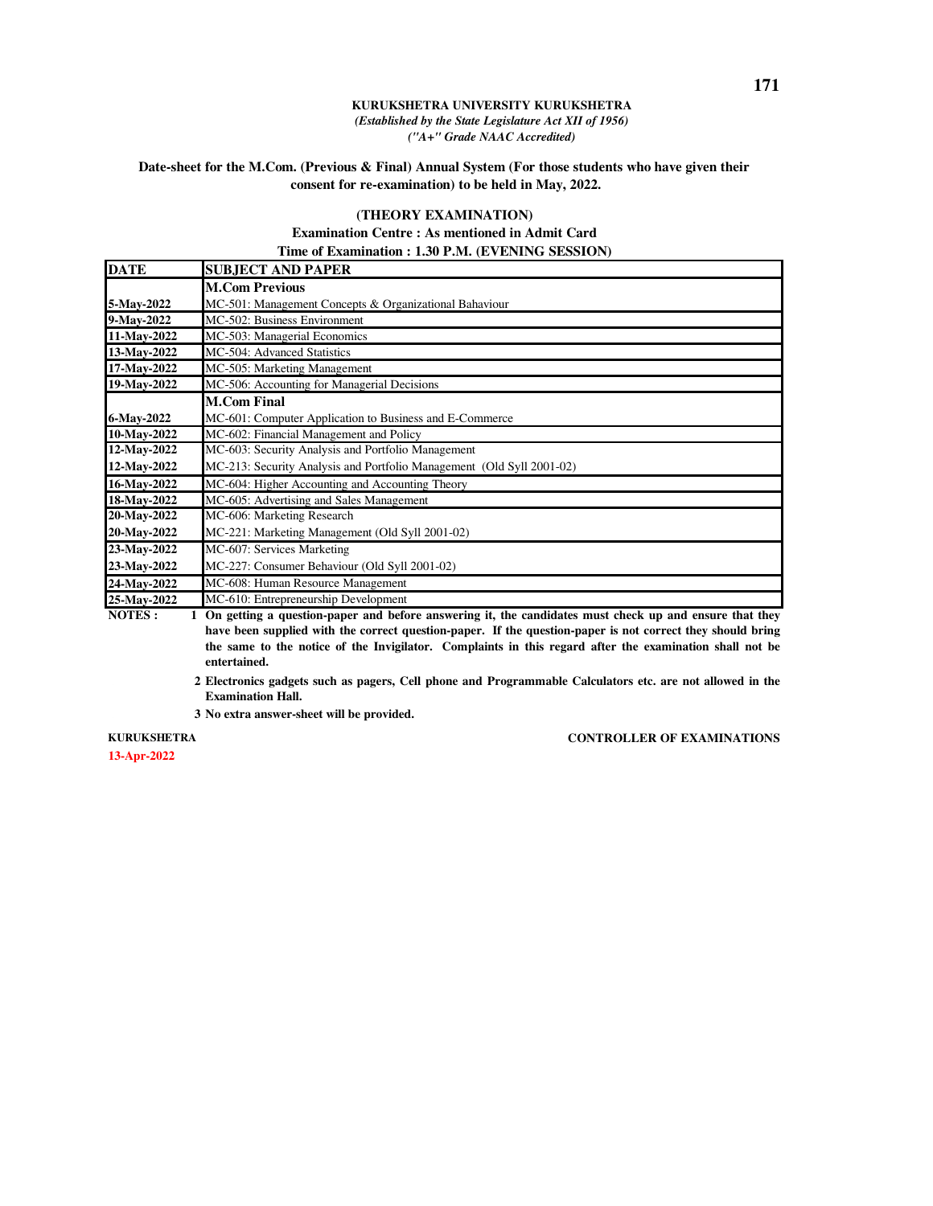**KURUKSHETRA UNIVERSITY KURUKSHETRA**

***(Established by the State Legislature Act XII of 1956)***

***("A+" Grade NAAC Accredited)***

**Date-sheet for the M.Com. (Previous & Final) Annual System (For those students who have given their consent for re-examination) to be held in May, 2022.**

**(THEORY EXAMINATION)**

**Examination Centre : As mentioned in Admit Card**

**Time of Examination : 1.30 P.M. (EVENING SESSION)**

| DATE | SUBJECT AND PAPER |
|---|---|
| | **M.Com Previous** |
| 5-May-2022 | MC-501: Management Concepts & Organizational Bahaviour |
| 9-May-2022 | MC-502: Business Environment |
| 11-May-2022 | MC-503: Managerial Economics |
| 13-May-2022 | MC-504: Advanced Statistics |
| 17-May-2022 | MC-505: Marketing Management |
| 19-May-2022 | MC-506: Accounting for Managerial Decisions |
| | **M.Com Final** |
| 6-May-2022 | MC-601: Computer Application to Business and E-Commerce |
| 10-May-2022 | MC-602: Financial Management and Policy |
| 12-May-2022 | MC-603: Security Analysis and Portfolio Management |
| 12-May-2022 | MC-213: Security Analysis and Portfolio Management (Old Syll 2001-02) |
| 16-May-2022 | MC-604: Higher Accounting and Accounting Theory |
| 18-May-2022 | MC-605: Advertising and Sales Management |
| 20-May-2022 | MC-606: Marketing Research |
| 20-May-2022 | MC-221: Marketing Management (Old Syll 2001-02) |
| 23-May-2022 | MC-607: Services Marketing |
| 23-May-2022 | MC-227: Consumer Behaviour (Old Syll 2001-02) |
| 24-May-2022 | MC-608: Human Resource Management |
| 25-May-2022 | MC-610: Entrepreneurship Development |

**NOTES :**

1. **On getting a question-paper and before answering it, the candidates must check up and ensure that they have been supplied with the correct question-paper. If the question-paper is not correct they should bring the same to the notice of the Invigilator. Complaints in this regard after the examination shall not be entertained.**
2. **Electronics gadgets such as pagers, Cell phone and Programmable Calculators etc. are not allowed in the Examination Hall.**
3. **No extra answer-sheet will be provided.**

**KURUKSHETRA**

**13-Apr-2022**

**CONTROLLER OF EXAMINATIONS**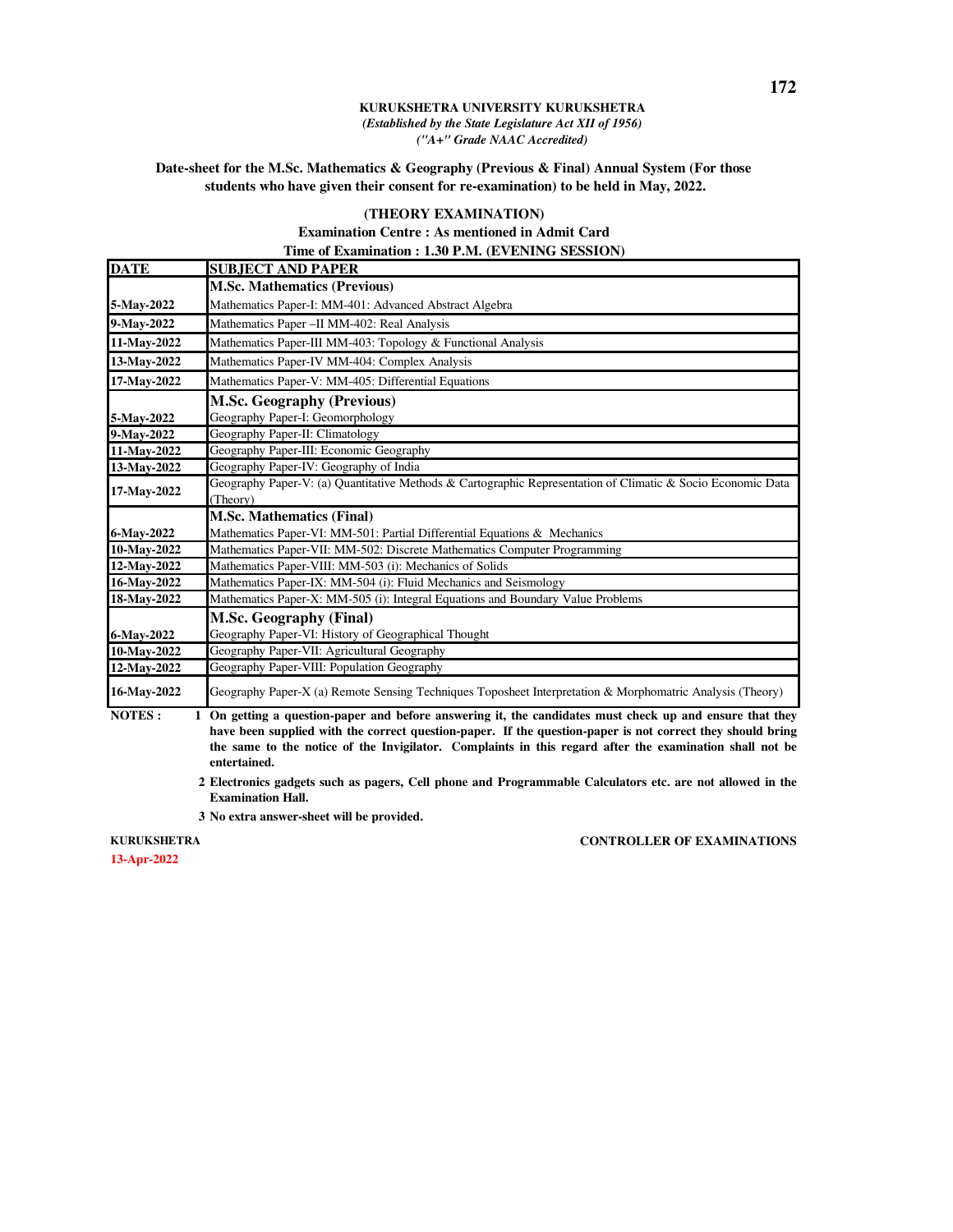**KURUKSHETRA UNIVERSITY KURUKSHETRA**

***(Established by the State Legislature Act XII of 1956)***

***("A+" Grade NAAC Accredited)***

**Date-sheet for the M.Sc. Mathematics & Geography (Previous & Final) Annual System (For those students who have given their consent for re-examination) to be held in May, 2022.**

**(THEORY EXAMINATION)**

**Examination Centre : As mentioned in Admit Card**

**Time of Examination : 1.30 P.M. (EVENING SESSION)**

| DATE | SUBJECT AND PAPER |
|---|---|
| | **M.Sc. Mathematics (Previous)** |
| 5-May-2022 | Mathematics Paper-I: MM-401: Advanced Abstract Algebra |
| 9-May-2022 | Mathematics Paper –II MM-402: Real Analysis |
| 11-May-2022 | Mathematics Paper-III MM-403: Topology & Functional Analysis |
| 13-May-2022 | Mathematics Paper-IV MM-404: Complex Analysis |
| 17-May-2022 | Mathematics Paper-V: MM-405: Differential Equations |
| | **M.Sc. Geography (Previous)** |
| 5-May-2022 | Geography Paper-I: Geomorphology |
| 9-May-2022 | Geography Paper-II: Climatology |
| 11-May-2022 | Geography Paper-III: Economic Geography |
| 13-May-2022 | Geography Paper-IV: Geography of India |
| 17-May-2022 | Geography Paper-V: (a) Quantitative Methods & Cartographic Representation of Climatic & Socio Economic Data (Theory) |
| | **M.Sc. Mathematics (Final)** |
| 6-May-2022 | Mathematics Paper-VI: MM-501: Partial Differential Equations & Mechanics |
| 10-May-2022 | Mathematics Paper-VII: MM-502: Discrete Mathematics Computer Programming |
| 12-May-2022 | Mathematics Paper-VIII: MM-503 (i): Mechanics of Solids |
| 16-May-2022 | Mathematics Paper-IX: MM-504 (i): Fluid Mechanics and Seismology |
| 18-May-2022 | Mathematics Paper-X: MM-505 (i): Integral Equations and Boundary Value Problems |
| | **M.Sc. Geography (Final)** |
| 6-May-2022 | Geography Paper-VI: History of Geographical Thought |
| 10-May-2022 | Geography Paper-VII: Agricultural Geography |
| 12-May-2022 | Geography Paper-VIII: Population Geography |
| 16-May-2022 | Geography Paper-X (a) Remote Sensing Techniques Toposheet Interpretation & Morphomatric Analysis (Theory) |

**NOTES :**

1. **On getting a question-paper and before answering it, the candidates must check up and ensure that they have been supplied with the correct question-paper. If the question-paper is not correct they should bring the same to the notice of the Invigilator. Complaints in this regard after the examination shall not be entertained.**
2. **Electronics gadgets such as pagers, Cell phone and Programmable Calculators etc. are not allowed in the Examination Hall.**
3. **No extra answer-sheet will be provided.**

**KURUKSHETRA** | **CONTROLLER OF EXAMINATIONS**

**13-Apr-2022**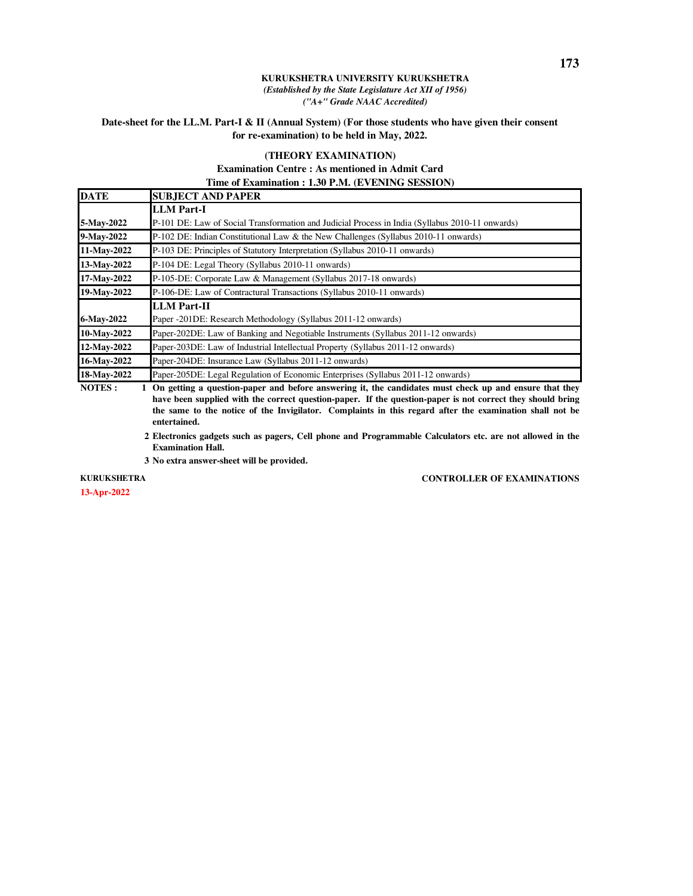**KURUKSHETRA UNIVERSITY KURUKSHETRA**
***(Established by the State Legislature Act XII of 1956)***
***("A+" Grade NAAC Accredited)***

**Date-sheet for the LL.M. Part-I & II (Annual System) (For those students who have given their consent for re-examination) to be held in May, 2022.**

**(THEORY EXAMINATION)**
**Examination Centre : As mentioned in Admit Card**
**Time of Examination : 1.30 P.M. (EVENING SESSION)**

| DATE | SUBJECT AND PAPER |
|---|---|
| | **LLM Part-I** |
| 5-May-2022 | P-101 DE: Law of Social Transformation and Judicial Process in India (Syllabus 2010-11 onwards) |
| 9-May-2022 | P-102 DE: Indian Constitutional Law & the New Challenges (Syllabus 2010-11 onwards) |
| 11-May-2022 | P-103 DE: Principles of Statutory Interpretation (Syllabus 2010-11 onwards) |
| 13-May-2022 | P-104 DE: Legal Theory (Syllabus 2010-11 onwards) |
| 17-May-2022 | P-105-DE: Corporate Law & Management (Syllabus 2017-18 onwards) |
| 19-May-2022 | P-106-DE: Law of Contractural Transactions (Syllabus 2010-11 onwards) |
| | **LLM Part-II** |
| 6-May-2022 | Paper -201DE: Research Methodology (Syllabus 2011-12 onwards) |
| 10-May-2022 | Paper-202DE: Law of Banking and Negotiable Instruments (Syllabus 2011-12 onwards) |
| 12-May-2022 | Paper-203DE: Law of Industrial Intellectual Property (Syllabus 2011-12 onwards) |
| 16-May-2022 | Paper-204DE: Insurance Law (Syllabus 2011-12 onwards) |
| 18-May-2022 | Paper-205DE: Legal Regulation of Economic Enterprises (Syllabus 2011-12 onwards) |

**NOTES :**

1. **On getting a question-paper and before answering it, the candidates must check up and ensure that they have been supplied with the correct question-paper. If the question-paper is not correct they should bring the same to the notice of the Invigilator. Complaints in this regard after the examination shall not be entertained.**
2. **Electronics gadgets such as pagers, Cell phone and Programmable Calculators etc. are not allowed in the Examination Hall.**
3. **No extra answer-sheet will be provided.**

**KURUKSHETRA** **CONTROLLER OF EXAMINATIONS**

**13-Apr-2022**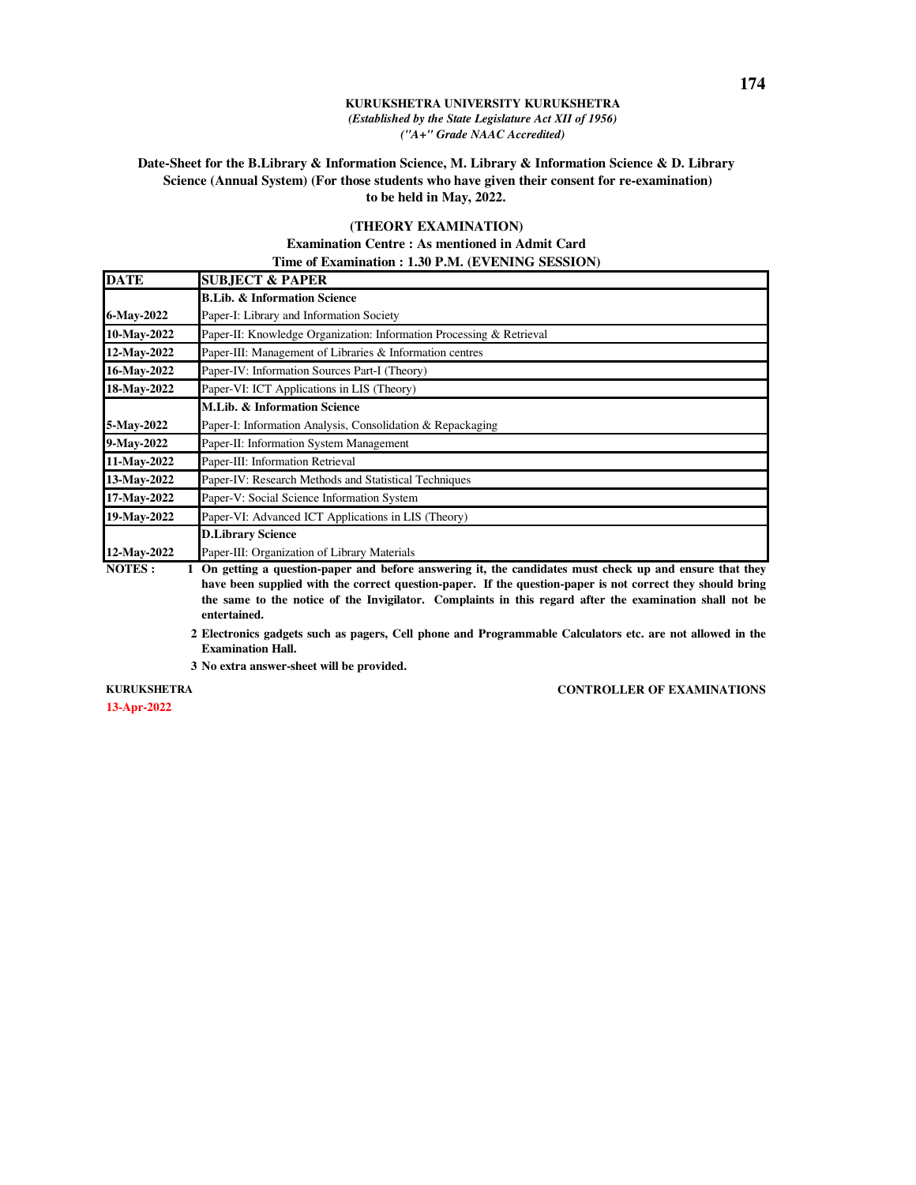**KURUKSHETRA UNIVERSITY KURUKSHETRA**

***(Established by the State Legislature Act XII of 1956)***

***("A+" Grade NAAC Accredited)***

**Date-Sheet for the B.Library & Information Science, M. Library & Information Science & D. Library Science (Annual System) (For those students who have given their consent for re-examination) to be held in May, 2022.**

**(THEORY EXAMINATION)**

**Examination Centre : As mentioned in Admit Card**

**Time of Examination : 1.30 P.M. (EVENING SESSION)**

| DATE | SUBJECT & PAPER |
|---|---|
| | **B.Lib. & Information Science** |
| **6-May-2022** | Paper-I: Library and Information Society |
| **10-May-2022** | Paper-II: Knowledge Organization: Information Processing & Retrieval |
| **12-May-2022** | Paper-III: Management of Libraries & Information centres |
| **16-May-2022** | Paper-IV: Information Sources Part-I (Theory) |
| **18-May-2022** | Paper-VI: ICT Applications in LIS (Theory) |
| | **M.Lib. & Information Science** |
| **5-May-2022** | Paper-I: Information Analysis, Consolidation & Repackaging |
| **9-May-2022** | Paper-II: Information System Management |
| **11-May-2022** | Paper-III: Information Retrieval |
| **13-May-2022** | Paper-IV: Research Methods and Statistical Techniques |
| **17-May-2022** | Paper-V: Social Science Information System |
| **19-May-2022** | Paper-VI: Advanced ICT Applications in LIS (Theory) |
| | **D.Library Science** |
| **12-May-2022** | Paper-III: Organization of Library Materials |

**NOTES :**

1. **On getting a question-paper and before answering it, the candidates must check up and ensure that they have been supplied with the correct question-paper. If the question-paper is not correct they should bring the same to the notice of the Invigilator. Complaints in this regard after the examination shall not be entertained.**
2. **Electronics gadgets such as pagers, Cell phone and Programmable Calculators etc. are not allowed in the Examination Hall.**
3. **No extra answer-sheet will be provided.**

**KURUKSHETRA** **CONTROLLER OF EXAMINATIONS**

**13-Apr-2022**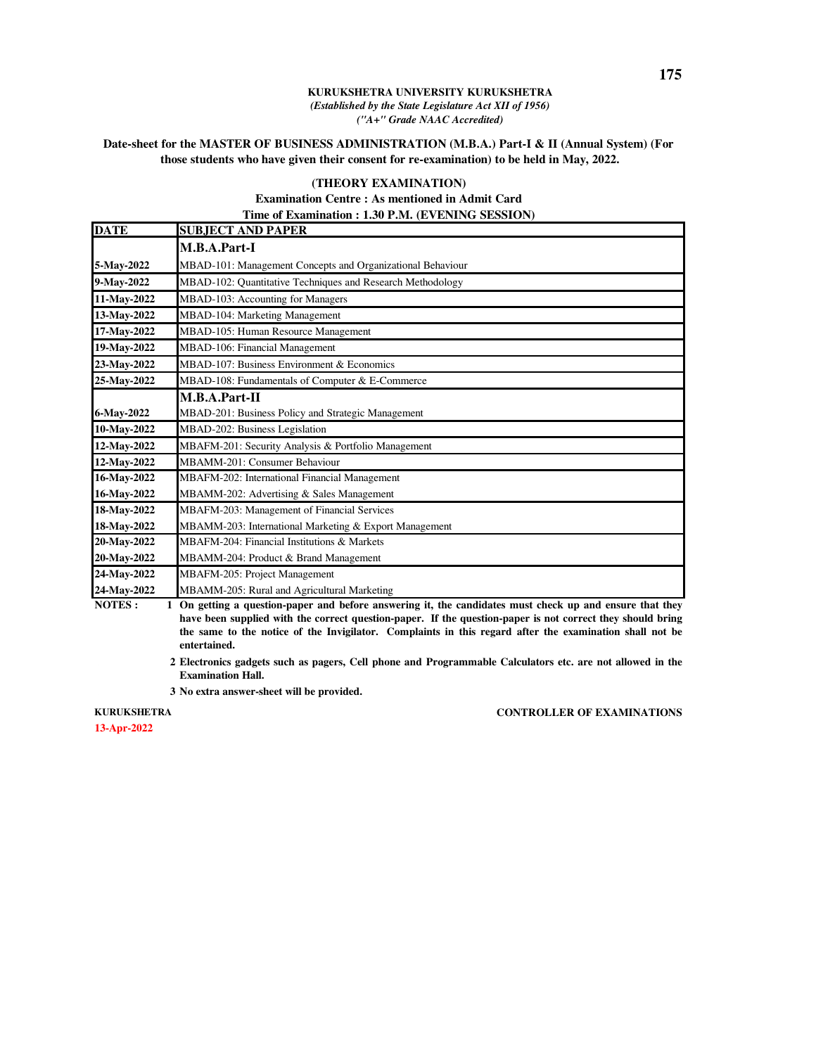**KURUKSHETRA UNIVERSITY KURUKSHETRA**

***(Established by the State Legislature Act XII of 1956)***

***("A+" Grade NAAC Accredited)***

**Date-sheet for the MASTER OF BUSINESS ADMINISTRATION (M.B.A.) Part-I & II (Annual System) (For those students who have given their consent for re-examination) to be held in May, 2022.**

**(THEORY EXAMINATION)**

**Examination Centre : As mentioned in Admit Card**

**Time of Examination : 1.30 P.M. (EVENING SESSION)**

| DATE | SUBJECT AND PAPER |
|---|---|
| | **M.B.A.Part-I** |
| **5-May-2022** | MBAD-101: Management Concepts and Organizational Behaviour |
| **9-May-2022** | MBAD-102: Quantitative Techniques and Research Methodology |
| **11-May-2022** | MBAD-103: Accounting for Managers |
| **13-May-2022** | MBAD-104: Marketing Management |
| **17-May-2022** | MBAD-105: Human Resource Management |
| **19-May-2022** | MBAD-106: Financial Management |
| **23-May-2022** | MBAD-107: Business Environment & Economics |
| **25-May-2022** | MBAD-108: Fundamentals of Computer & E-Commerce |
| | **M.B.A.Part-II** |
| **6-May-2022** | MBAD-201: Business Policy and Strategic Management |
| **10-May-2022** | MBAD-202: Business Legislation |
| **12-May-2022** | MBAFM-201: Security Analysis & Portfolio Management |
| **12-May-2022** | MBAMM-201: Consumer Behaviour |
| **16-May-2022** | MBAFM-202: International Financial Management |
| **16-May-2022** | MBAMM-202: Advertising & Sales Management |
| **18-May-2022** | MBAFM-203: Management of Financial Services |
| **18-May-2022** | MBAMM-203: International Marketing & Export Management |
| **20-May-2022** | MBAFM-204: Financial Institutions & Markets |
| **20-May-2022** | MBAMM-204: Product & Brand Management |
| **24-May-2022** | MBAFM-205: Project Management |
| **24-May-2022** | MBAMM-205: Rural and Agricultural Marketing |

**NOTES :**

1. **On getting a question-paper and before answering it, the candidates must check up and ensure that they have been supplied with the correct question-paper. If the question-paper is not correct they should bring the same to the notice of the Invigilator. Complaints in this regard after the examination shall not be entertained.**
2. **Electronics gadgets such as pagers, Cell phone and Programmable Calculators etc. are not allowed in the Examination Hall.**
3. **No extra answer-sheet will be provided.**

**KURUKSHETRA**
**13-Apr-2022**

**CONTROLLER OF EXAMINATIONS**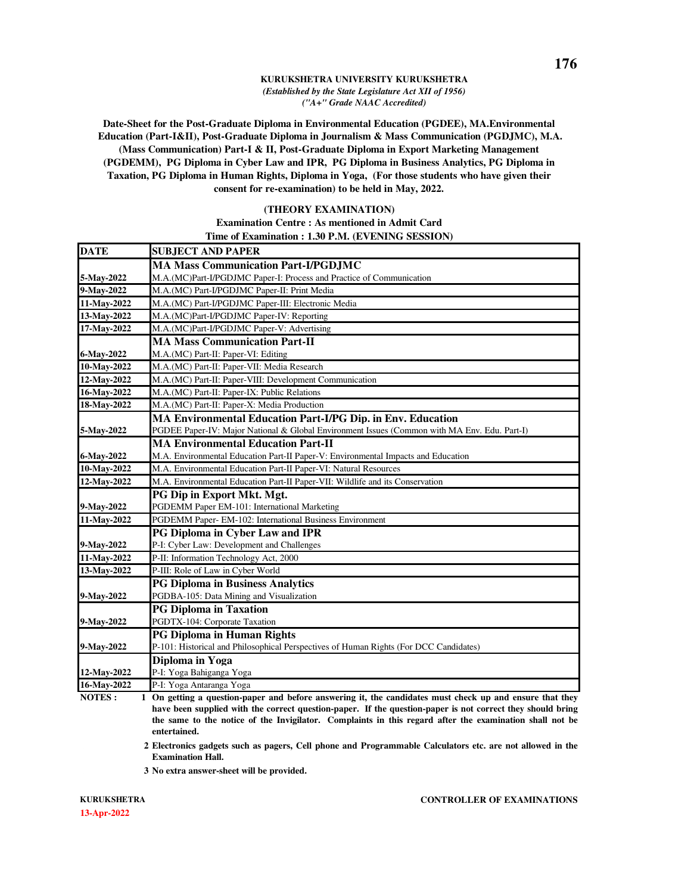**KURUKSHETRA UNIVERSITY KURUKSHETRA**

*(Established by the State Legislature Act XII of 1956)*

*("A+" Grade NAAC Accredited)*

**Date-Sheet for the Post-Graduate Diploma in Environmental Education (PGDEE), MA.Environmental Education (Part-I&II), Post-Graduate Diploma in Journalism & Mass Communication (PGDJMC), M.A. (Mass Communication) Part-I & II, Post-Graduate Diploma in Export Marketing Management (PGDEMM), PG Diploma in Cyber Law and IPR, PG Diploma in Business Analytics, PG Diploma in Taxation, PG Diploma in Human Rights, Diploma in Yoga, (For those students who have given their consent for re-examination) to be held in May, 2022.**

**(THEORY EXAMINATION)**

**Examination Centre : As mentioned in Admit Card**

**Time of Examination : 1.30 P.M. (EVENING SESSION)**

| DATE | SUBJECT AND PAPER |
|---|---|
| | **MA Mass Communication Part-I/PGDJMC** |
| 5-May-2022 | M.A.(MC)Part-I/PGDJMC Paper-I: Process and Practice of Communication |
| 9-May-2022 | M.A.(MC) Part-I/PGDJMC Paper-II: Print Media |
| 11-May-2022 | M.A.(MC) Part-I/PGDJMC Paper-III: Electronic Media |
| 13-May-2022 | M.A.(MC)Part-I/PGDJMC Paper-IV: Reporting |
| 17-May-2022 | M.A.(MC)Part-I/PGDJMC Paper-V: Advertising |
| | **MA Mass Communication Part-II** |
| 6-May-2022 | M.A.(MC) Part-II: Paper-VI: Editing |
| 10-May-2022 | M.A.(MC) Part-II: Paper-VII: Media Research |
| 12-May-2022 | M.A.(MC) Part-II: Paper-VIII: Development Communication |
| 16-May-2022 | M.A.(MC) Part-II: Paper-IX: Public Relations |
| 18-May-2022 | M.A.(MC) Part-II: Paper-X: Media Production |
| | **MA Environmental Education Part-I/PG Dip. in Env. Education** |
| 5-May-2022 | PGDEE Paper-IV: Major National & Global Environment Issues (Common with MA Env. Edu. Part-I) |
| | **MA Environmental Education Part-II** |
| 6-May-2022 | M.A. Environmental Education Part-II Paper-V: Environmental Impacts and Education |
| 10-May-2022 | M.A. Environmental Education Part-II Paper-VI: Natural Resources |
| 12-May-2022 | M.A. Environmental Education Part-II Paper-VII: Wildlife and its Conservation |
| | **PG Dip in Export Mkt. Mgt.** |
| 9-May-2022 | PGDEMM Paper EM-101: International Marketing |
| 11-May-2022 | PGDEMM Paper- EM-102: International Business Environment |
| | **PG Diploma in Cyber Law and IPR** |
| 9-May-2022 | P-I: Cyber Law: Development and Challenges |
| 11-May-2022 | P-II: Information Technology Act, 2000 |
| 13-May-2022 | P-III: Role of Law in Cyber World |
| | **PG Diploma in Business Analytics** |
| 9-May-2022 | PGDBA-105: Data Mining and Visualization |
| | **PG Diploma in Taxation** |
| 9-May-2022 | PGDTX-104: Corporate Taxation |
| | **PG Diploma in Human Rights** |
| 9-May-2022 | P-101: Historical and Philosophical Perspectives of Human Rights (For DCC Candidates) |
| | **Diploma in Yoga** |
| 12-May-2022 | P-I: Yoga Bahiganga Yoga |
| 16-May-2022 | P-I: Yoga Antaranga Yoga |

**NOTES :**

1. **On getting a question-paper and before answering it, the candidates must check up and ensure that they have been supplied with the correct question-paper. If the question-paper is not correct they should bring the same to the notice of the Invigilator. Complaints in this regard after the examination shall not be entertained.**
2. **Electronics gadgets such as pagers, Cell phone and Programmable Calculators etc. are not allowed in the Examination Hall.**
3. **No extra answer-sheet will be provided.**

**KURUKSHETRA**

**13-Apr-2022**

**CONTROLLER OF EXAMINATIONS**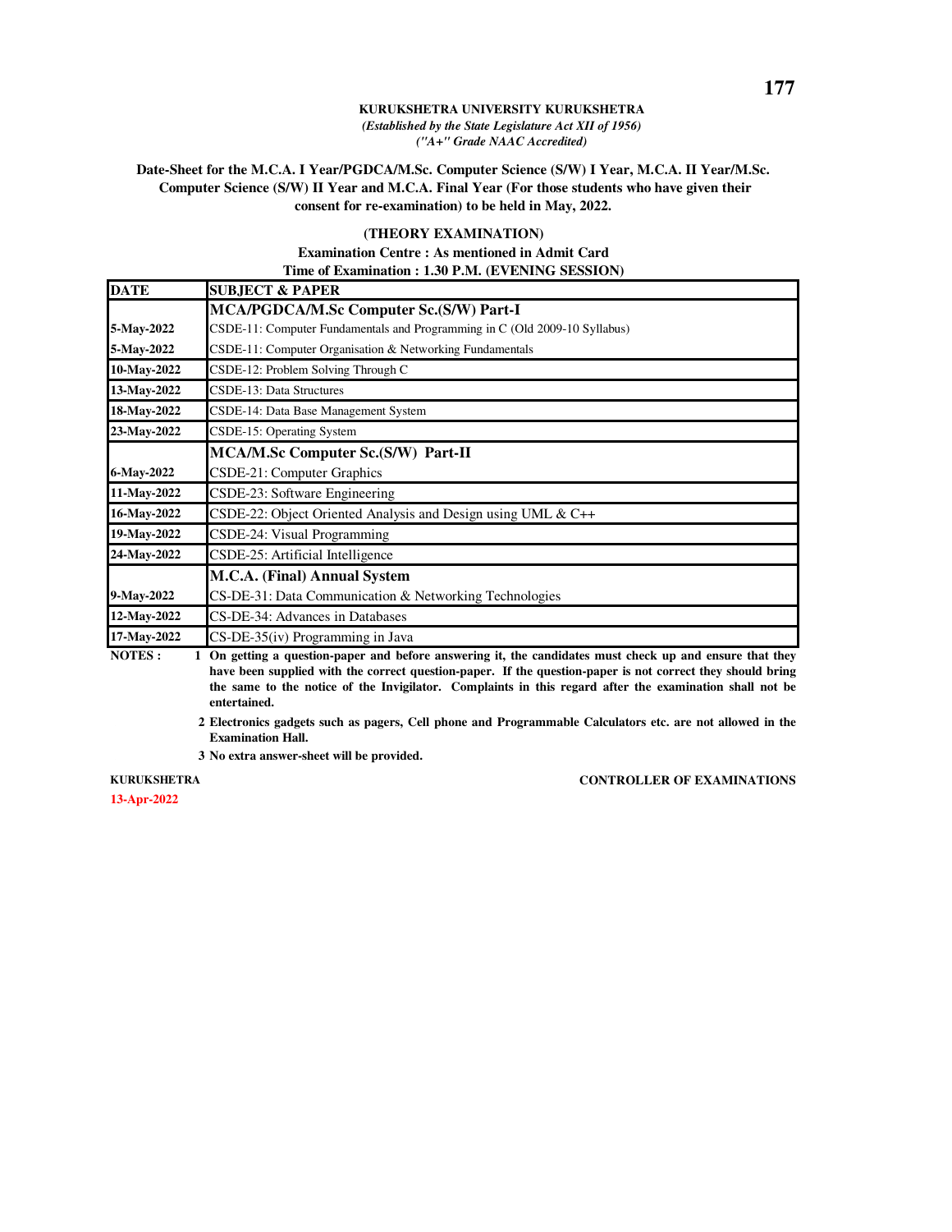**KURUKSHETRA UNIVERSITY KURUKSHETRA**
*(Established by the State Legislature Act XII of 1956)*
*("A+" Grade NAAC Accredited)*

**Date-Sheet for the M.C.A. I Year/PGDCA/M.Sc. Computer Science (S/W) I Year, M.C.A. II Year/M.Sc. Computer Science (S/W) II Year and M.C.A. Final Year (For those students who have given their consent for re-examination) to be held in May, 2022.**

**(THEORY EXAMINATION)**

**Examination Centre : As mentioned in Admit Card**

**Time of Examination : 1.30 P.M. (EVENING SESSION)**

| DATE | SUBJECT & PAPER |
|---|---|
| | **MCA/PGDCA/M.Sc Computer Sc.(S/W) Part-I** |
| 5-May-2022 | CSDE-11: Computer Fundamentals and Programming in C (Old 2009-10 Syllabus) |
| 5-May-2022 | CSDE-11: Computer Organisation & Networking Fundamentals |
| 10-May-2022 | CSDE-12: Problem Solving Through C |
| 13-May-2022 | CSDE-13: Data Structures |
| 18-May-2022 | CSDE-14: Data Base Management System |
| 23-May-2022 | CSDE-15: Operating System |
| | **MCA/M.Sc Computer Sc.(S/W) Part-II** |
| 6-May-2022 | CSDE-21: Computer Graphics |
| 11-May-2022 | CSDE-23: Software Engineering |
| 16-May-2022 | CSDE-22: Object Oriented Analysis and Design using UML & C++ |
| 19-May-2022 | CSDE-24: Visual Programming |
| 24-May-2022 | CSDE-25: Artificial Intelligence |
| | **M.C.A. (Final) Annual System** |
| 9-May-2022 | CS-DE-31: Data Communication & Networking Technologies |
| 12-May-2022 | CS-DE-34: Advances in Databases |
| 17-May-2022 | CS-DE-35(iv) Programming in Java |

**NOTES :**

1. **On getting a question-paper and before answering it, the candidates must check up and ensure that they have been supplied with the correct question-paper. If the question-paper is not correct they should bring the same to the notice of the Invigilator. Complaints in this regard after the examination shall not be entertained.**
2. **Electronics gadgets such as pagers, Cell phone and Programmable Calculators etc. are not allowed in the Examination Hall.**
3. **No extra answer-sheet will be provided.**

**KURUKSHETRA** | **CONTROLLER OF EXAMINATIONS**

**13-Apr-2022**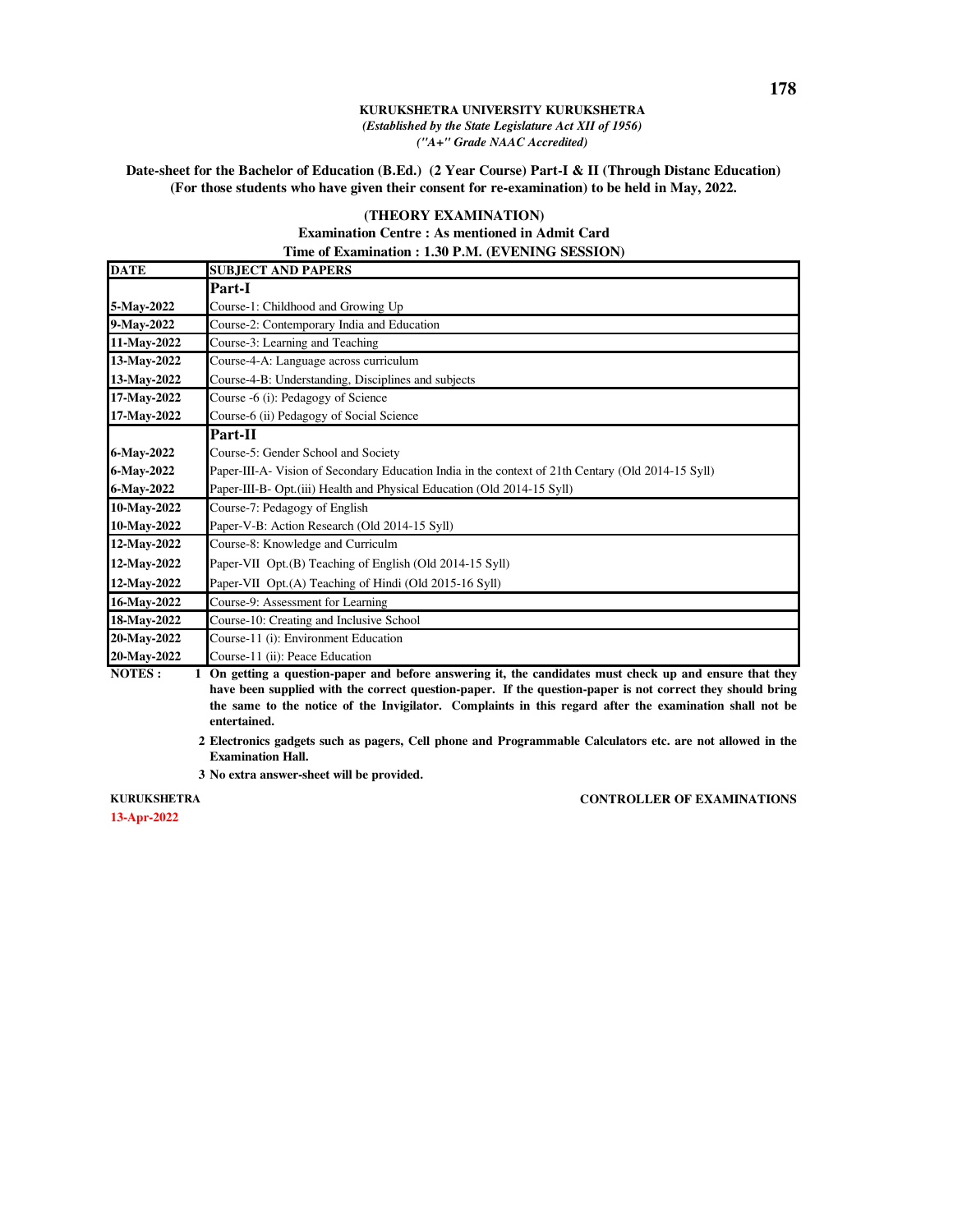**KURUKSHETRA UNIVERSITY KURUKSHETRA**

*(Established by the State Legislature Act XII of 1956)*

*("A+" Grade NAAC Accredited)*

**Date-sheet for the Bachelor of Education (B.Ed.) (2 Year Course) Part-I & II (Through Distanc Education) (For those students who have given their consent for re-examination) to be held in May, 2022.**

**(THEORY EXAMINATION)**

**Examination Centre : As mentioned in Admit Card**

**Time of Examination : 1.30 P.M. (EVENING SESSION)**

| DATE | SUBJECT AND PAPERS |
|---|---|
| | **Part-I** |
| 5-May-2022 | Course-1: Childhood and Growing Up |
| 9-May-2022 | Course-2: Contemporary India and Education |
| 11-May-2022 | Course-3: Learning and Teaching |
| 13-May-2022 | Course-4-A: Language across curriculum |
| 13-May-2022 | Course-4-B: Understanding, Disciplines and subjects |
| 17-May-2022 | Course -6 (i): Pedagogy of Science |
| 17-May-2022 | Course-6 (ii) Pedagogy of Social Science |
| | **Part-II** |
| 6-May-2022 | Course-5: Gender School and Society |
| 6-May-2022 | Paper-III-A- Vision of Secondary Education India in the context of 21th Centary (Old 2014-15 Syll) |
| 6-May-2022 | Paper-III-B- Opt.(iii) Health and Physical Education (Old 2014-15 Syll) |
| 10-May-2022 | Course-7: Pedagogy of English |
| 10-May-2022 | Paper-V-B: Action Research (Old 2014-15 Syll) |
| 12-May-2022 | Course-8: Knowledge and Curriculm |
| 12-May-2022 | Paper-VII Opt.(B) Teaching of English (Old 2014-15 Syll) |
| 12-May-2022 | Paper-VII Opt.(A) Teaching of Hindi (Old 2015-16 Syll) |
| 16-May-2022 | Course-9: Assessment for Learning |
| 18-May-2022 | Course-10: Creating and Inclusive School |
| 20-May-2022 | Course-11 (i): Environment Education |
| 20-May-2022 | Course-11 (ii): Peace Education |

**NOTES :**

1. **On getting a question-paper and before answering it, the candidates must check up and ensure that they have been supplied with the correct question-paper. If the question-paper is not correct they should bring the same to the notice of the Invigilator. Complaints in this regard after the examination shall not be entertained.**
2. **Electronics gadgets such as pagers, Cell phone and Programmable Calculators etc. are not allowed in the Examination Hall.**
3. **No extra answer-sheet will be provided.**

**KURUKSHETRA** — **CONTROLLER OF EXAMINATIONS**

**13-Apr-2022**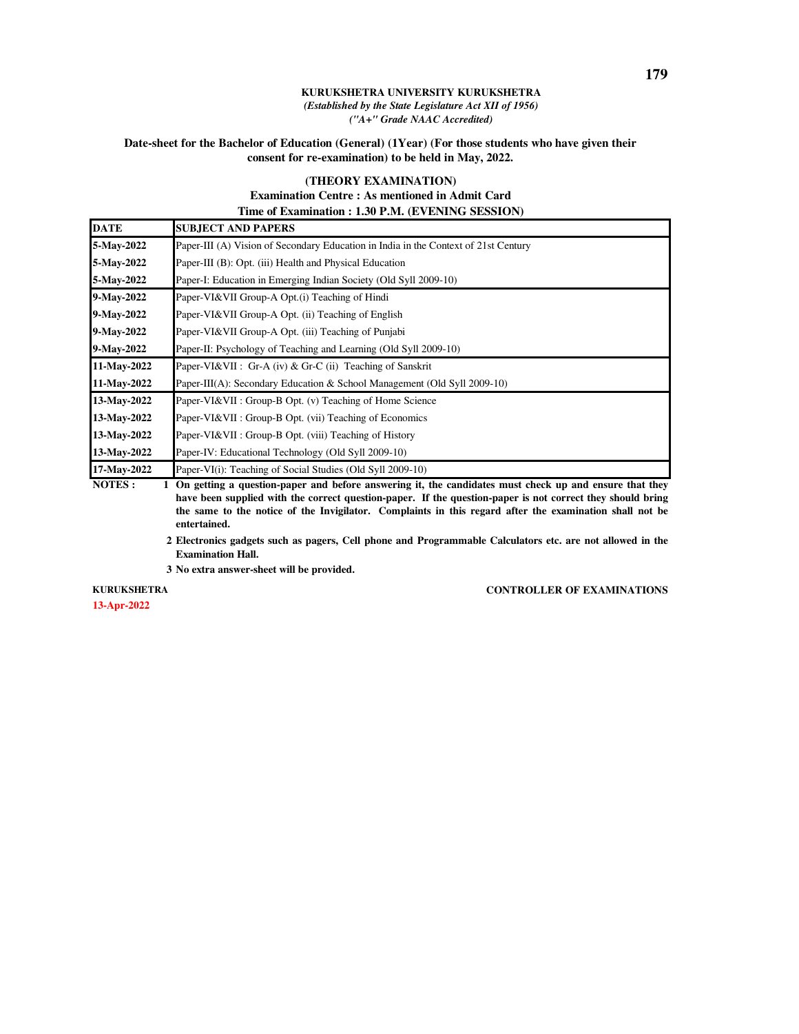**KURUKSHETRA UNIVERSITY KURUKSHETRA**

***(Established by the State Legislature Act XII of 1956)***

***("A+" Grade NAAC Accredited)***

**Date-sheet for the Bachelor of Education (General) (1Year) (For those students who have given their consent for re-examination) to be held in May, 2022.**

**(THEORY EXAMINATION)**

**Examination Centre : As mentioned in Admit Card**

**Time of Examination : 1.30 P.M. (EVENING SESSION)**

| DATE | SUBJECT AND PAPERS |
|---|---|
| 5-May-2022 | Paper-III (A) Vision of Secondary Education in India in the Context of 21st Century |
| 5-May-2022 | Paper-III (B): Opt. (iii) Health and Physical Education |
| 5-May-2022 | Paper-I: Education in Emerging Indian Society (Old Syll 2009-10) |
| 9-May-2022 | Paper-VI&VII Group-A Opt.(i) Teaching of Hindi |
| 9-May-2022 | Paper-VI&VII Group-A Opt. (ii) Teaching of English |
| 9-May-2022 | Paper-VI&VII Group-A Opt. (iii) Teaching of Punjabi |
| 9-May-2022 | Paper-II: Psychology of Teaching and Learning (Old Syll 2009-10) |
| 11-May-2022 | Paper-VI&VII : Gr-A (iv) & Gr-C (ii) Teaching of Sanskrit |
| 11-May-2022 | Paper-III(A): Secondary Education & School Management (Old Syll 2009-10) |
| 13-May-2022 | Paper-VI&VII : Group-B Opt. (v) Teaching of Home Science |
| 13-May-2022 | Paper-VI&VII : Group-B Opt. (vii) Teaching of Economics |
| 13-May-2022 | Paper-VI&VII : Group-B Opt. (viii) Teaching of History |
| 13-May-2022 | Paper-IV: Educational Technology (Old Syll 2009-10) |
| 17-May-2022 | Paper-VI(i): Teaching of Social Studies (Old Syll 2009-10) |

**NOTES :**

1. **On getting a question-paper and before answering it, the candidates must check up and ensure that they have been supplied with the correct question-paper. If the question-paper is not correct they should bring the same to the notice of the Invigilator. Complaints in this regard after the examination shall not be entertained.**
2. **Electronics gadgets such as pagers, Cell phone and Programmable Calculators etc. are not allowed in the Examination Hall.**
3. **No extra answer-sheet will be provided.**

**KURUKSHETRA** **CONTROLLER OF EXAMINATIONS**

**13-Apr-2022**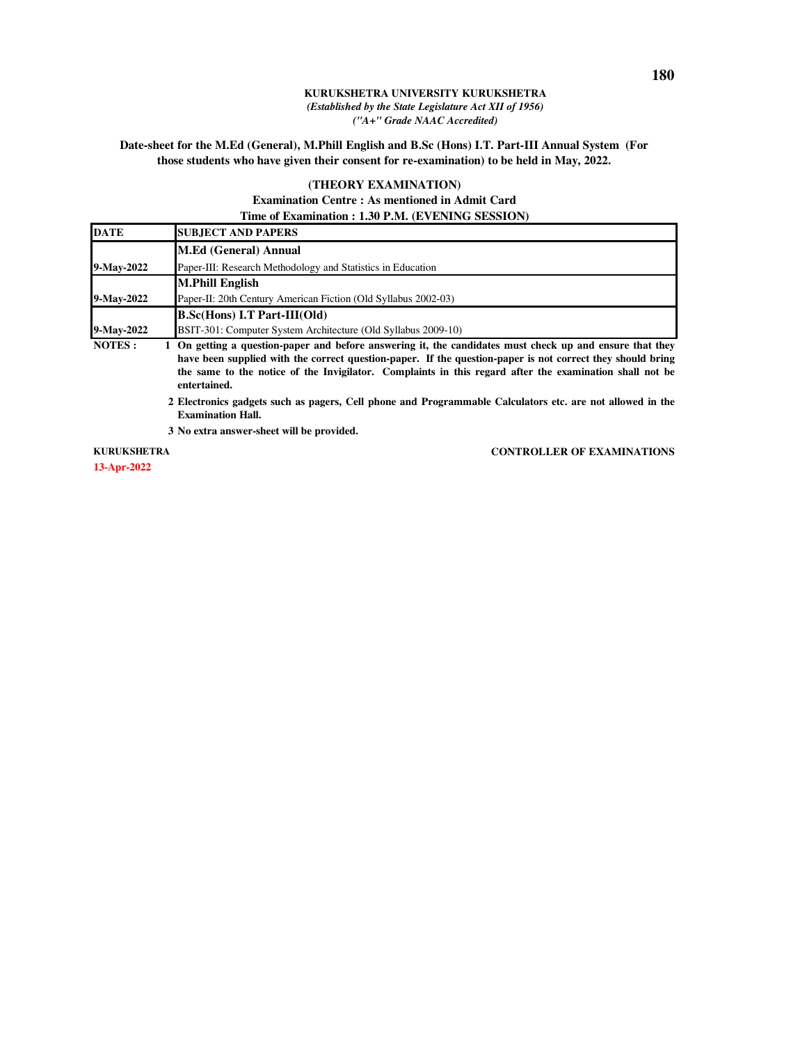**KURUKSHETRA UNIVERSITY KURUKSHETRA**
*(Established by the State Legislature Act XII of 1956)*
*("A+" Grade NAAC Accredited)*

**Date-sheet for the M.Ed (General), M.Phill English and B.Sc (Hons) I.T. Part-III Annual System (For those students who have given their consent for re-examination) to be held in May, 2022.**

**(THEORY EXAMINATION)**

**Examination Centre : As mentioned in Admit Card**

**Time of Examination : 1.30 P.M. (EVENING SESSION)**

| DATE | SUBJECT AND PAPERS |
|---|---|
| | **M.Ed (General) Annual** |
| 9-May-2022 | Paper-III: Research Methodology and Statistics in Education |
| | **M.Phill English** |
| 9-May-2022 | Paper-II: 20th Century American Fiction (Old Syllabus 2002-03) |
| | **B.Sc(Hons) I.T Part-III(Old)** |
| 9-May-2022 | BSIT-301: Computer System Architecture (Old Syllabus 2009-10) |

**NOTES :**

1. **On getting a question-paper and before answering it, the candidates must check up and ensure that they have been supplied with the correct question-paper. If the question-paper is not correct they should bring the same to the notice of the Invigilator. Complaints in this regard after the examination shall not be entertained.**
2. **Electronics gadgets such as pagers, Cell phone and Programmable Calculators etc. are not allowed in the Examination Hall.**
3. **No extra answer-sheet will be provided.**

**KURUKSHETRA** **CONTROLLER OF EXAMINATIONS**

**13-Apr-2022**